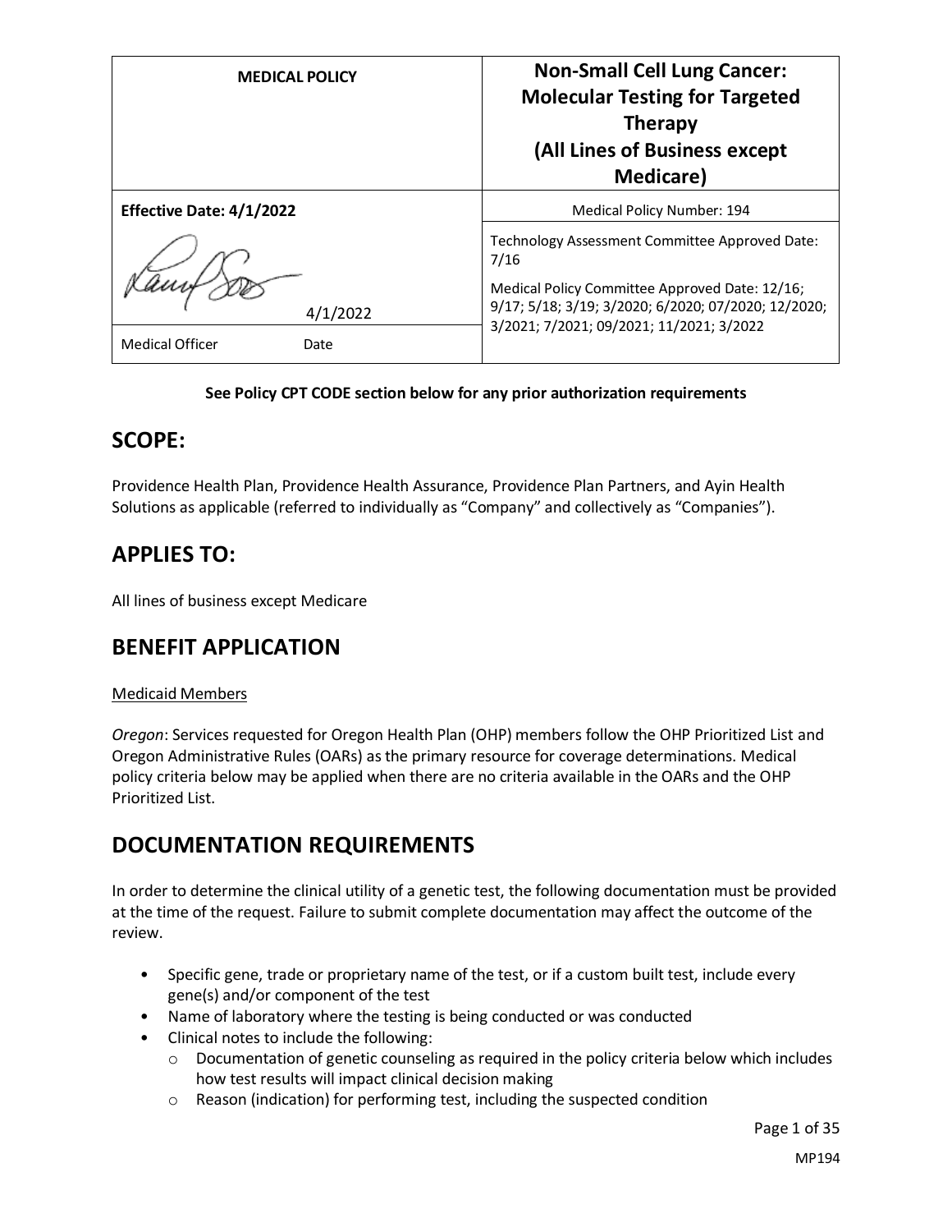| MEDICAL POLICY | Non-Small Cell Lung Cancer: Molecular Testing for Targeted Therapy (All Lines of Business except Medicare) |
|---|---|
| **Effective Date: 4/1/2022** | Medical Policy Number: 194 |
| 4/1/2022 | Technology Assessment Committee Approved Date: 7/16<br>Medical Policy Committee Approved Date: 12/16; 9/17; 5/18; 3/19; 3/2020; 6/2020; 07/2020; 12/2020; 3/2021; 7/2021; 09/2021; 11/2021; 3/2022 |
| Medical Officer Date | |

**See Policy CPT CODE section below for any prior authorization requirements**

## SCOPE:

Providence Health Plan, Providence Health Assurance, Providence Plan Partners, and Ayin Health Solutions as applicable (referred to individually as "Company" and collectively as "Companies").

## APPLIES TO:

All lines of business except Medicare

## BENEFIT APPLICATION

Medicaid Members

*Oregon*: Services requested for Oregon Health Plan (OHP) members follow the OHP Prioritized List and Oregon Administrative Rules (OARs) as the primary resource for coverage determinations. Medical policy criteria below may be applied when there are no criteria available in the OARs and the OHP Prioritized List.

## DOCUMENTATION REQUIREMENTS

In order to determine the clinical utility of a genetic test, the following documentation must be provided at the time of the request. Failure to submit complete documentation may affect the outcome of the review.

- Specific gene, trade or proprietary name of the test, or if a custom built test, include every gene(s) and/or component of the test
- Name of laboratory where the testing is being conducted or was conducted
- Clinical notes to include the following:
  - Documentation of genetic counseling as required in the policy criteria below which includes how test results will impact clinical decision making
  - Reason (indication) for performing test, including the suspected condition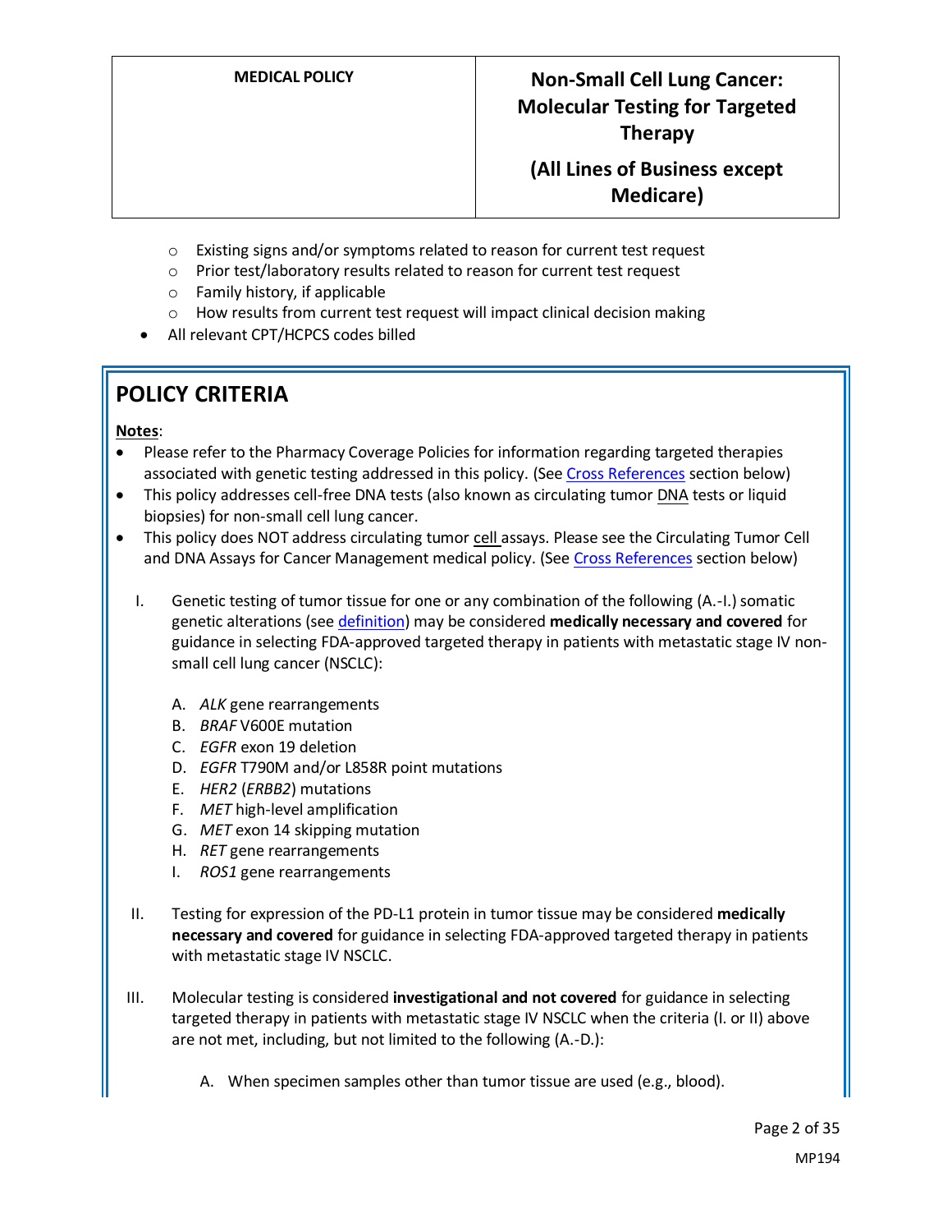- Existing signs and/or symptoms related to reason for current test request
  - Prior test/laboratory results related to reason for current test request
  - Family history, if applicable
  - How results from current test request will impact clinical decision making
- All relevant CPT/HCPCS codes billed

## POLICY CRITERIA

**Notes**:

- Please refer to the Pharmacy Coverage Policies for information regarding targeted therapies associated with genetic testing addressed in this policy. (See Cross References section below)
- This policy addresses cell-free DNA tests (also known as circulating tumor DNA tests or liquid biopsies) for non-small cell lung cancer.
- This policy does NOT address circulating tumor cell assays. Please see the Circulating Tumor Cell and DNA Assays for Cancer Management medical policy. (See Cross References section below)

I. Genetic testing of tumor tissue for one or any combination of the following (A.-I.) somatic genetic alterations (see definition) may be considered **medically necessary and covered** for guidance in selecting FDA-approved targeted therapy in patients with metastatic stage IV non-small cell lung cancer (NSCLC):

   A. *ALK* gene rearrangements
   B. *BRAF* V600E mutation
   C. *EGFR* exon 19 deletion
   D. *EGFR* T790M and/or L858R point mutations
   E. *HER2* (*ERBB2*) mutations
   F. *MET* high-level amplification
   G. *MET* exon 14 skipping mutation
   H. *RET* gene rearrangements
   I. *ROS1* gene rearrangements

II. Testing for expression of the PD-L1 protein in tumor tissue may be considered **medically necessary and covered** for guidance in selecting FDA-approved targeted therapy in patients with metastatic stage IV NSCLC.

III. Molecular testing is considered **investigational and not covered** for guidance in selecting targeted therapy in patients with metastatic stage IV NSCLC when the criteria (I. or II) above are not met, including, but not limited to the following (A.-D.):

   A. When specimen samples other than tumor tissue are used (e.g., blood).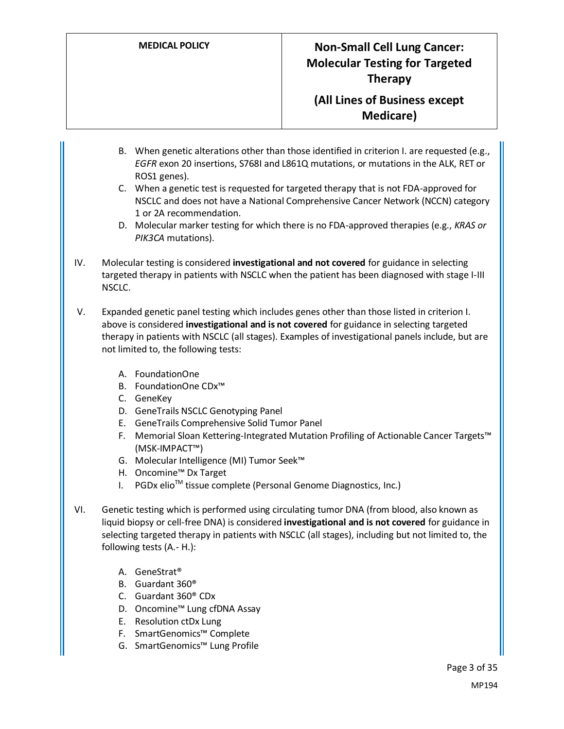B. When genetic alterations other than those identified in criterion I. are requested (e.g., *EGFR* exon 20 insertions, S768I and L861Q mutations, or mutations in the ALK, RET or ROS1 genes).

C. When a genetic test is requested for targeted therapy that is not FDA-approved for NSCLC and does not have a National Comprehensive Cancer Network (NCCN) category 1 or 2A recommendation.

D. Molecular marker testing for which there is no FDA-approved therapies (e.g., *KRAS or PIK3CA* mutations).

IV. Molecular testing is considered **investigational and not covered** for guidance in selecting targeted therapy in patients with NSCLC when the patient has been diagnosed with stage I-III NSCLC.

V. Expanded genetic panel testing which includes genes other than those listed in criterion I. above is considered **investigational and is not covered** for guidance in selecting targeted therapy in patients with NSCLC (all stages). Examples of investigational panels include, but are not limited to, the following tests:

   A. FoundationOne
   B. FoundationOne CDx™
   C. GeneKey
   D. GeneTrails NSCLC Genotyping Panel
   E. GeneTrails Comprehensive Solid Tumor Panel
   F. Memorial Sloan Kettering-Integrated Mutation Profiling of Actionable Cancer Targets™ (MSK-IMPACT™)
   G. Molecular Intelligence (MI) Tumor Seek™
   H. Oncomine™ Dx Target
   I. PGDx elio™ tissue complete (Personal Genome Diagnostics, Inc.)

VI. Genetic testing which is performed using circulating tumor DNA (from blood, also known as liquid biopsy or cell-free DNA) is considered **investigational and is not covered** for guidance in selecting targeted therapy in patients with NSCLC (all stages), including but not limited to, the following tests (A.- H.):

   A. GeneStrat®
   B. Guardant 360®
   C. Guardant 360® CDx
   D. Oncomine™ Lung cfDNA Assay
   E. Resolution ctDx Lung
   F. SmartGenomics™ Complete
   G. SmartGenomics™ Lung Profile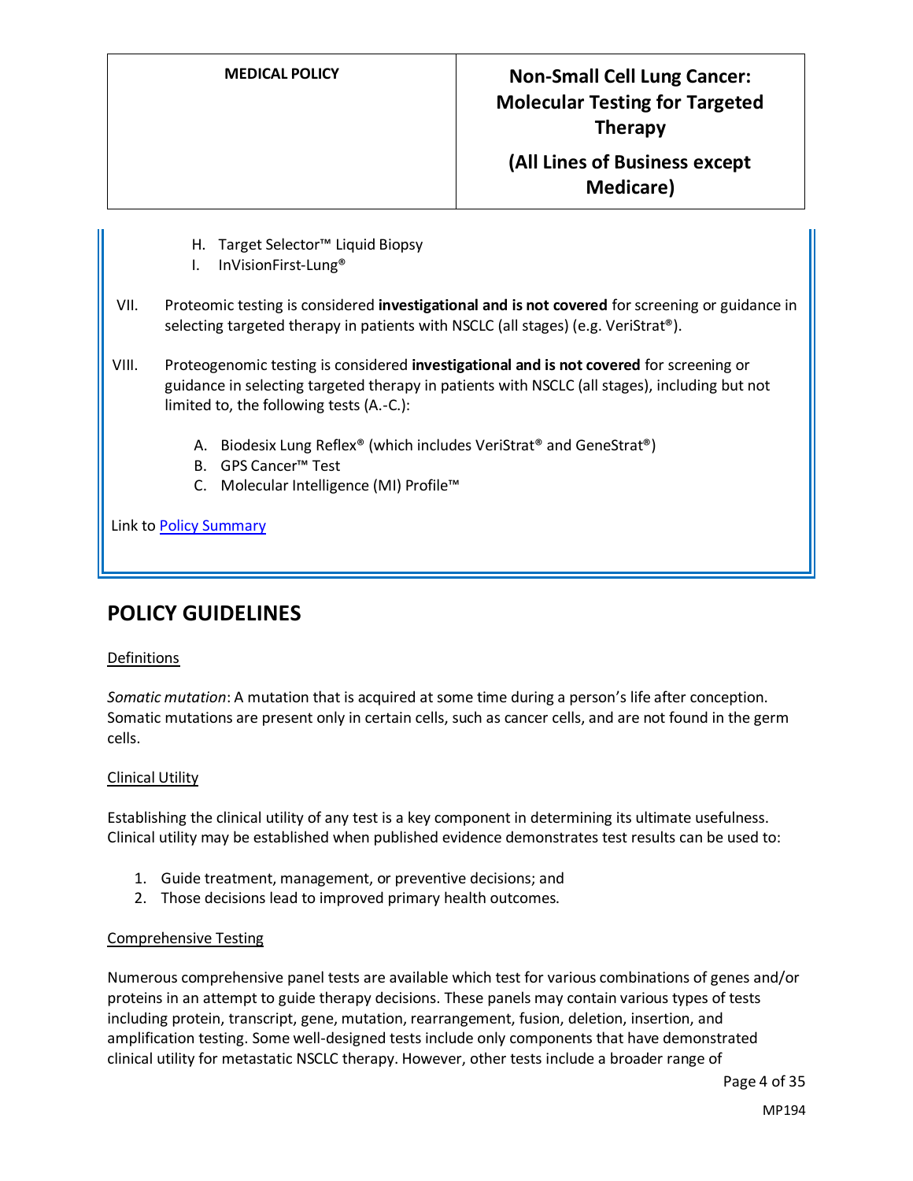H. Target Selector™ Liquid Biopsy
I. InVisionFirst-Lung®

VII. Proteomic testing is considered **investigational and is not covered** for screening or guidance in selecting targeted therapy in patients with NSCLC (all stages) (e.g. VeriStrat®).

VIII. Proteogenomic testing is considered **investigational and is not covered** for screening or guidance in selecting targeted therapy in patients with NSCLC (all stages), including but not limited to, the following tests (A.-C.):

A. Biodesix Lung Reflex® (which includes VeriStrat® and GeneStrat®)
B. GPS Cancer™ Test
C. Molecular Intelligence (MI) Profile™

Link to Policy Summary

## POLICY GUIDELINES

### Definitions

*Somatic mutation*: A mutation that is acquired at some time during a person's life after conception. Somatic mutations are present only in certain cells, such as cancer cells, and are not found in the germ cells.

### Clinical Utility

Establishing the clinical utility of any test is a key component in determining its ultimate usefulness. Clinical utility may be established when published evidence demonstrates test results can be used to:

1. Guide treatment, management, or preventive decisions; and
2. Those decisions lead to improved primary health outcomes.

### Comprehensive Testing

Numerous comprehensive panel tests are available which test for various combinations of genes and/or proteins in an attempt to guide therapy decisions. These panels may contain various types of tests including protein, transcript, gene, mutation, rearrangement, fusion, deletion, insertion, and amplification testing. Some well-designed tests include only components that have demonstrated clinical utility for metastatic NSCLC therapy. However, other tests include a broader range of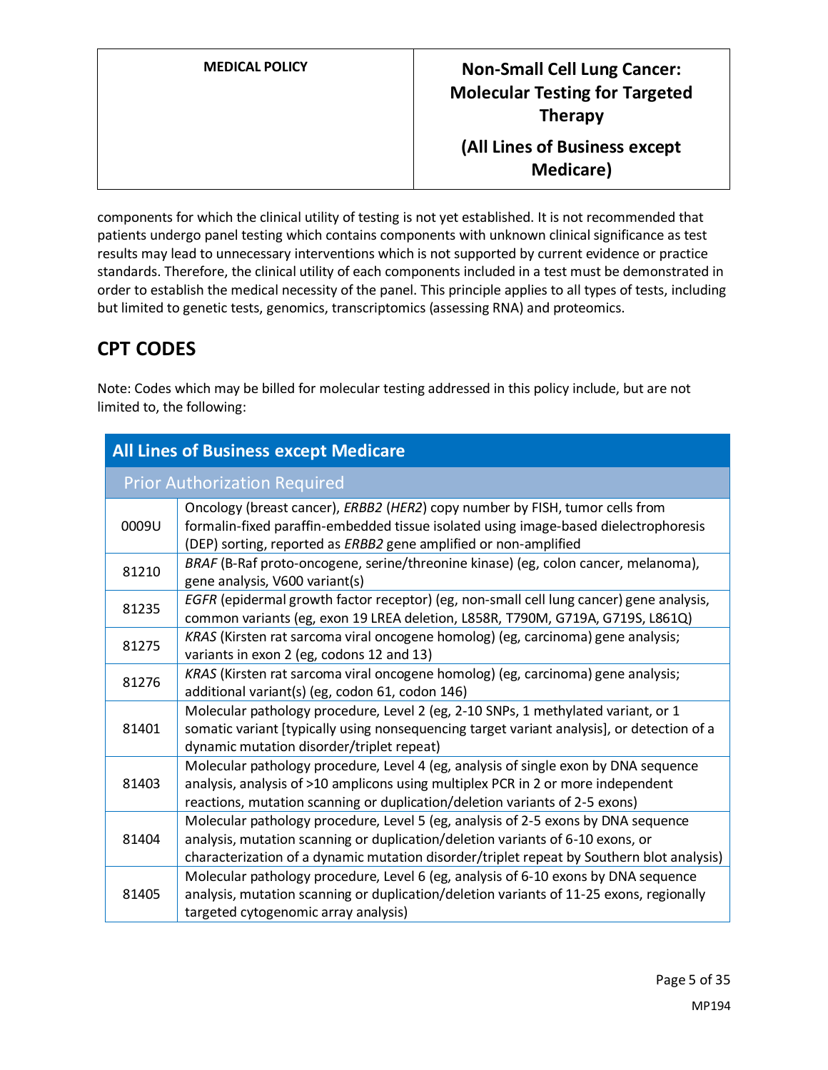components for which the clinical utility of testing is not yet established. It is not recommended that patients undergo panel testing which contains components with unknown clinical significance as test results may lead to unnecessary interventions which is not supported by current evidence or practice standards. Therefore, the clinical utility of each components included in a test must be demonstrated in order to establish the medical necessity of the panel. This principle applies to all types of tests, including but limited to genetic tests, genomics, transcriptomics (assessing RNA) and proteomics.

## CPT CODES

Note: Codes which may be billed for molecular testing addressed in this policy include, but are not limited to, the following:

| All Lines of Business except Medicare | |
|---|---|
| Prior Authorization Required | |
| 0009U | Oncology (breast cancer), *ERBB2* (*HER2*) copy number by FISH, tumor cells from formalin-fixed paraffin-embedded tissue isolated using image-based dielectrophoresis (DEP) sorting, reported as *ERBB2* gene amplified or non-amplified |
| 81210 | *BRAF* (B-Raf proto-oncogene, serine/threonine kinase) (eg, colon cancer, melanoma), gene analysis, V600 variant(s) |
| 81235 | *EGFR* (epidermal growth factor receptor) (eg, non-small cell lung cancer) gene analysis, common variants (eg, exon 19 LREA deletion, L858R, T790M, G719A, G719S, L861Q) |
| 81275 | *KRAS* (Kirsten rat sarcoma viral oncogene homolog) (eg, carcinoma) gene analysis; variants in exon 2 (eg, codons 12 and 13) |
| 81276 | *KRAS* (Kirsten rat sarcoma viral oncogene homolog) (eg, carcinoma) gene analysis; additional variant(s) (eg, codon 61, codon 146) |
| 81401 | Molecular pathology procedure, Level 2 (eg, 2-10 SNPs, 1 methylated variant, or 1 somatic variant [typically using nonsequencing target variant analysis], or detection of a dynamic mutation disorder/triplet repeat) |
| 81403 | Molecular pathology procedure, Level 4 (eg, analysis of single exon by DNA sequence analysis, analysis of >10 amplicons using multiplex PCR in 2 or more independent reactions, mutation scanning or duplication/deletion variants of 2-5 exons) |
| 81404 | Molecular pathology procedure, Level 5 (eg, analysis of 2-5 exons by DNA sequence analysis, mutation scanning or duplication/deletion variants of 6-10 exons, or characterization of a dynamic mutation disorder/triplet repeat by Southern blot analysis) |
| 81405 | Molecular pathology procedure, Level 6 (eg, analysis of 6-10 exons by DNA sequence analysis, mutation scanning or duplication/deletion variants of 11-25 exons, regionally targeted cytogenomic array analysis) |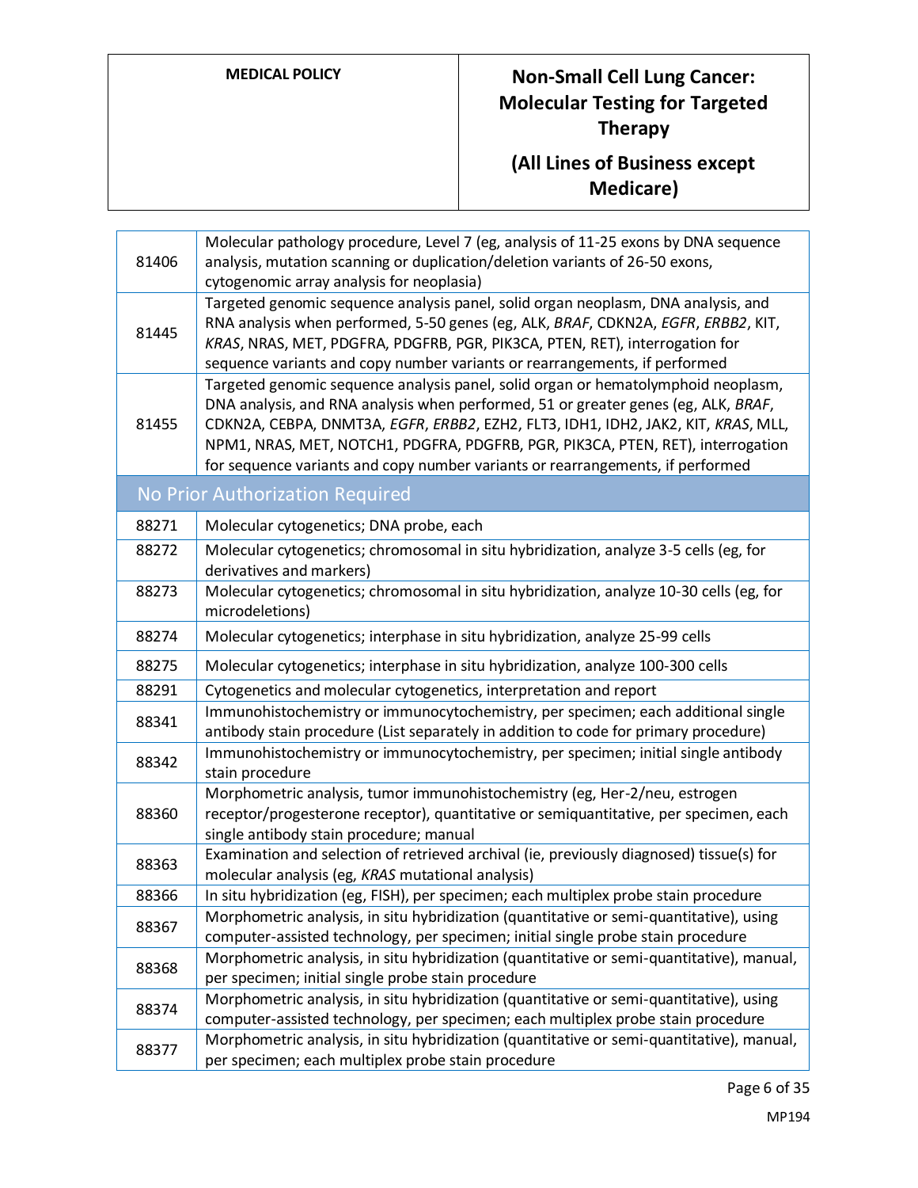| | |
|---|---|
| 81406 | Molecular pathology procedure, Level 7 (eg, analysis of 11-25 exons by DNA sequence analysis, mutation scanning or duplication/deletion variants of 26-50 exons, cytogenomic array analysis for neoplasia) |
| 81445 | Targeted genomic sequence analysis panel, solid organ neoplasm, DNA analysis, and RNA analysis when performed, 5-50 genes (eg, ALK, *BRAF*, CDKN2A, *EGFR*, *ERBB2*, KIT, *KRAS*, NRAS, MET, PDGFRA, PDGFRB, PGR, PIK3CA, PTEN, RET), interrogation for sequence variants and copy number variants or rearrangements, if performed |
| 81455 | Targeted genomic sequence analysis panel, solid organ or hematolymphoid neoplasm, DNA analysis, and RNA analysis when performed, 51 or greater genes (eg, ALK, *BRAF*, CDKN2A, CEBPA, DNMT3A, *EGFR*, *ERBB2*, EZH2, FLT3, IDH1, IDH2, JAK2, KIT, *KRAS*, MLL, NPM1, NRAS, MET, NOTCH1, PDGFRA, PDGFRB, PGR, PIK3CA, PTEN, RET), interrogation for sequence variants and copy number variants or rearrangements, if performed |
| **No Prior Authorization Required** | |
| 88271 | Molecular cytogenetics; DNA probe, each |
| 88272 | Molecular cytogenetics; chromosomal in situ hybridization, analyze 3-5 cells (eg, for derivatives and markers) |
| 88273 | Molecular cytogenetics; chromosomal in situ hybridization, analyze 10-30 cells (eg, for microdeletions) |
| 88274 | Molecular cytogenetics; interphase in situ hybridization, analyze 25-99 cells |
| 88275 | Molecular cytogenetics; interphase in situ hybridization, analyze 100-300 cells |
| 88291 | Cytogenetics and molecular cytogenetics, interpretation and report |
| 88341 | Immunohistochemistry or immunocytochemistry, per specimen; each additional single antibody stain procedure (List separately in addition to code for primary procedure) |
| 88342 | Immunohistochemistry or immunocytochemistry, per specimen; initial single antibody stain procedure |
| 88360 | Morphometric analysis, tumor immunohistochemistry (eg, Her-2/neu, estrogen receptor/progesterone receptor), quantitative or semiquantitative, per specimen, each single antibody stain procedure; manual |
| 88363 | Examination and selection of retrieved archival (ie, previously diagnosed) tissue(s) for molecular analysis (eg, *KRAS* mutational analysis) |
| 88366 | In situ hybridization (eg, FISH), per specimen; each multiplex probe stain procedure |
| 88367 | Morphometric analysis, in situ hybridization (quantitative or semi-quantitative), using computer-assisted technology, per specimen; initial single probe stain procedure |
| 88368 | Morphometric analysis, in situ hybridization (quantitative or semi-quantitative), manual, per specimen; initial single probe stain procedure |
| 88374 | Morphometric analysis, in situ hybridization (quantitative or semi-quantitative), using computer-assisted technology, per specimen; each multiplex probe stain procedure |
| 88377 | Morphometric analysis, in situ hybridization (quantitative or semi-quantitative), manual, per specimen; each multiplex probe stain procedure |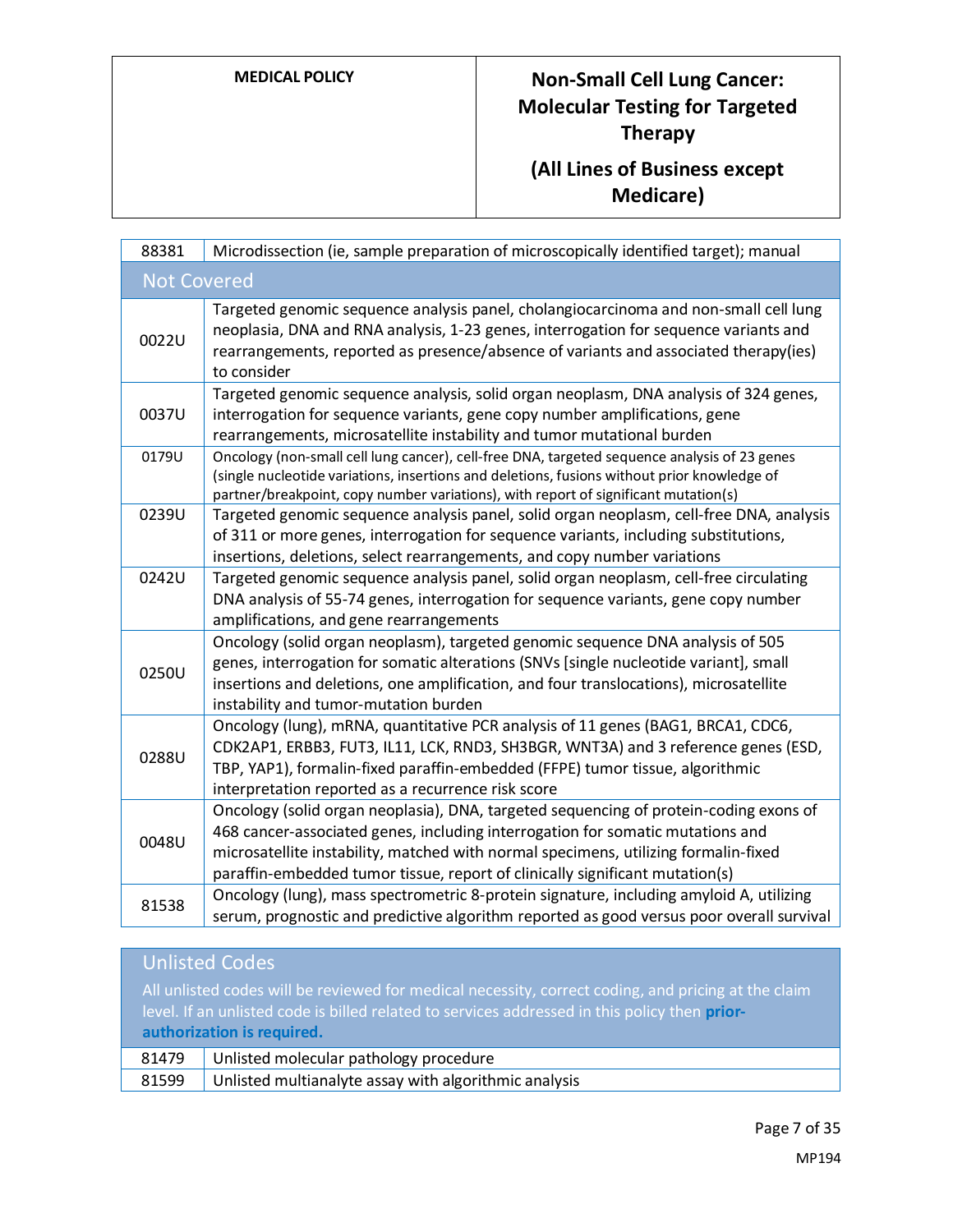| | |
|---|---|
| 88381 | Microdissection (ie, sample preparation of microscopically identified target); manual |
| **Not Covered** | |
| 0022U | Targeted genomic sequence analysis panel, cholangiocarcinoma and non-small cell lung neoplasia, DNA and RNA analysis, 1-23 genes, interrogation for sequence variants and rearrangements, reported as presence/absence of variants and associated therapy(ies) to consider |
| 0037U | Targeted genomic sequence analysis, solid organ neoplasm, DNA analysis of 324 genes, interrogation for sequence variants, gene copy number amplifications, gene rearrangements, microsatellite instability and tumor mutational burden |
| 0179U | Oncology (non-small cell lung cancer), cell-free DNA, targeted sequence analysis of 23 genes (single nucleotide variations, insertions and deletions, fusions without prior knowledge of partner/breakpoint, copy number variations), with report of significant mutation(s) |
| 0239U | Targeted genomic sequence analysis panel, solid organ neoplasm, cell-free DNA, analysis of 311 or more genes, interrogation for sequence variants, including substitutions, insertions, deletions, select rearrangements, and copy number variations |
| 0242U | Targeted genomic sequence analysis panel, solid organ neoplasm, cell-free circulating DNA analysis of 55-74 genes, interrogation for sequence variants, gene copy number amplifications, and gene rearrangements |
| 0250U | Oncology (solid organ neoplasm), targeted genomic sequence DNA analysis of 505 genes, interrogation for somatic alterations (SNVs [single nucleotide variant], small insertions and deletions, one amplification, and four translocations), microsatellite instability and tumor-mutation burden |
| 0288U | Oncology (lung), mRNA, quantitative PCR analysis of 11 genes (BAG1, BRCA1, CDC6, CDK2AP1, ERBB3, FUT3, IL11, LCK, RND3, SH3BGR, WNT3A) and 3 reference genes (ESD, TBP, YAP1), formalin-fixed paraffin-embedded (FFPE) tumor tissue, algorithmic interpretation reported as a recurrence risk score |
| 0048U | Oncology (solid organ neoplasia), DNA, targeted sequencing of protein-coding exons of 468 cancer-associated genes, including interrogation for somatic mutations and microsatellite instability, matched with normal specimens, utilizing formalin-fixed paraffin-embedded tumor tissue, report of clinically significant mutation(s) |
| 81538 | Oncology (lung), mass spectrometric 8-protein signature, including amyloid A, utilizing serum, prognostic and predictive algorithm reported as good versus poor overall survival |

| Unlisted Codes | |
|---|---|
| All unlisted codes will be reviewed for medical necessity, correct coding, and pricing at the claim level. If an unlisted code is billed related to services addressed in this policy then **prior-authorization is required.** | |
| 81479 | Unlisted molecular pathology procedure |
| 81599 | Unlisted multianalyte assay with algorithmic analysis |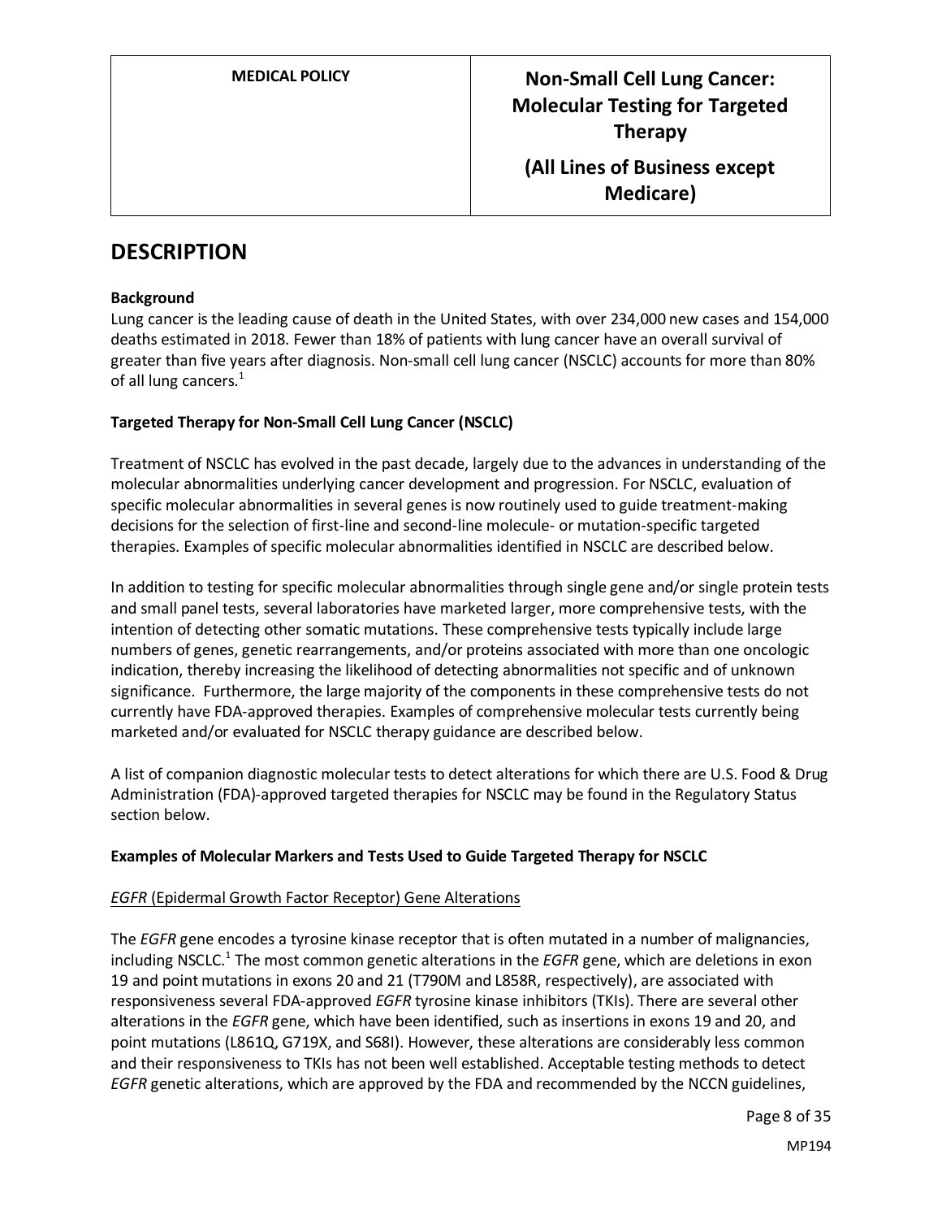# DESCRIPTION

**Background**

Lung cancer is the leading cause of death in the United States, with over 234,000 new cases and 154,000 deaths estimated in 2018. Fewer than 18% of patients with lung cancer have an overall survival of greater than five years after diagnosis. Non-small cell lung cancer (NSCLC) accounts for more than 80% of all lung cancers.[1]

**Targeted Therapy for Non-Small Cell Lung Cancer (NSCLC)**

Treatment of NSCLC has evolved in the past decade, largely due to the advances in understanding of the molecular abnormalities underlying cancer development and progression. For NSCLC, evaluation of specific molecular abnormalities in several genes is now routinely used to guide treatment-making decisions for the selection of first-line and second-line molecule- or mutation-specific targeted therapies. Examples of specific molecular abnormalities identified in NSCLC are described below.

In addition to testing for specific molecular abnormalities through single gene and/or single protein tests and small panel tests, several laboratories have marketed larger, more comprehensive tests, with the intention of detecting other somatic mutations. These comprehensive tests typically include large numbers of genes, genetic rearrangements, and/or proteins associated with more than one oncologic indication, thereby increasing the likelihood of detecting abnormalities not specific and of unknown significance. Furthermore, the large majority of the components in these comprehensive tests do not currently have FDA-approved therapies. Examples of comprehensive molecular tests currently being marketed and/or evaluated for NSCLC therapy guidance are described below.

A list of companion diagnostic molecular tests to detect alterations for which there are U.S. Food & Drug Administration (FDA)-approved targeted therapies for NSCLC may be found in the Regulatory Status section below.

**Examples of Molecular Markers and Tests Used to Guide Targeted Therapy for NSCLC**

*EGFR* (Epidermal Growth Factor Receptor) Gene Alterations

The *EGFR* gene encodes a tyrosine kinase receptor that is often mutated in a number of malignancies, including NSCLC.[1] The most common genetic alterations in the *EGFR* gene, which are deletions in exon 19 and point mutations in exons 20 and 21 (T790M and L858R, respectively), are associated with responsiveness several FDA-approved *EGFR* tyrosine kinase inhibitors (TKIs). There are several other alterations in the *EGFR* gene, which have been identified, such as insertions in exons 19 and 20, and point mutations (L861Q, G719X, and S68I). However, these alterations are considerably less common and their responsiveness to TKIs has not been well established. Acceptable testing methods to detect *EGFR* genetic alterations, which are approved by the FDA and recommended by the NCCN guidelines,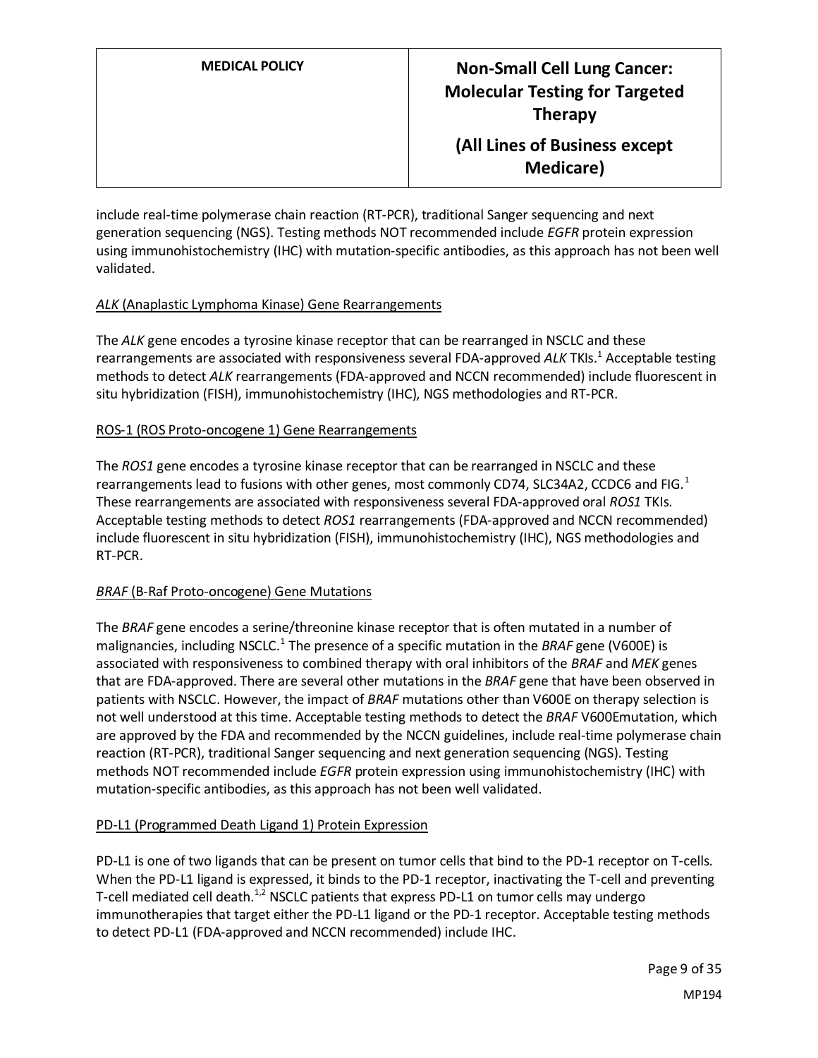include real-time polymerase chain reaction (RT-PCR), traditional Sanger sequencing and next generation sequencing (NGS). Testing methods NOT recommended include *EGFR* protein expression using immunohistochemistry (IHC) with mutation-specific antibodies, as this approach has not been well validated.

*ALK* (Anaplastic Lymphoma Kinase) Gene Rearrangements

The *ALK* gene encodes a tyrosine kinase receptor that can be rearranged in NSCLC and these rearrangements are associated with responsiveness several FDA-approved *ALK* TKIs.[1] Acceptable testing methods to detect *ALK* rearrangements (FDA-approved and NCCN recommended) include fluorescent in situ hybridization (FISH), immunohistochemistry (IHC), NGS methodologies and RT-PCR.

ROS-1 (ROS Proto-oncogene 1) Gene Rearrangements

The *ROS1* gene encodes a tyrosine kinase receptor that can be rearranged in NSCLC and these rearrangements lead to fusions with other genes, most commonly CD74, SLC34A2, CCDC6 and FIG.[1] These rearrangements are associated with responsiveness several FDA-approved oral *ROS1* TKIs. Acceptable testing methods to detect *ROS1* rearrangements (FDA-approved and NCCN recommended) include fluorescent in situ hybridization (FISH), immunohistochemistry (IHC), NGS methodologies and RT-PCR.

*BRAF* (B-Raf Proto-oncogene) Gene Mutations

The *BRAF* gene encodes a serine/threonine kinase receptor that is often mutated in a number of malignancies, including NSCLC.[1] The presence of a specific mutation in the *BRAF* gene (V600E) is associated with responsiveness to combined therapy with oral inhibitors of the *BRAF* and *MEK* genes that are FDA-approved. There are several other mutations in the *BRAF* gene that have been observed in patients with NSCLC. However, the impact of *BRAF* mutations other than V600E on therapy selection is not well understood at this time. Acceptable testing methods to detect the *BRAF* V600Emutation, which are approved by the FDA and recommended by the NCCN guidelines, include real-time polymerase chain reaction (RT-PCR), traditional Sanger sequencing and next generation sequencing (NGS). Testing methods NOT recommended include *EGFR* protein expression using immunohistochemistry (IHC) with mutation-specific antibodies, as this approach has not been well validated.

PD-L1 (Programmed Death Ligand 1) Protein Expression

PD-L1 is one of two ligands that can be present on tumor cells that bind to the PD-1 receptor on T-cells. When the PD-L1 ligand is expressed, it binds to the PD-1 receptor, inactivating the T-cell and preventing T-cell mediated cell death.[1,2] NSCLC patients that express PD-L1 on tumor cells may undergo immunotherapies that target either the PD-L1 ligand or the PD-1 receptor. Acceptable testing methods to detect PD-L1 (FDA-approved and NCCN recommended) include IHC.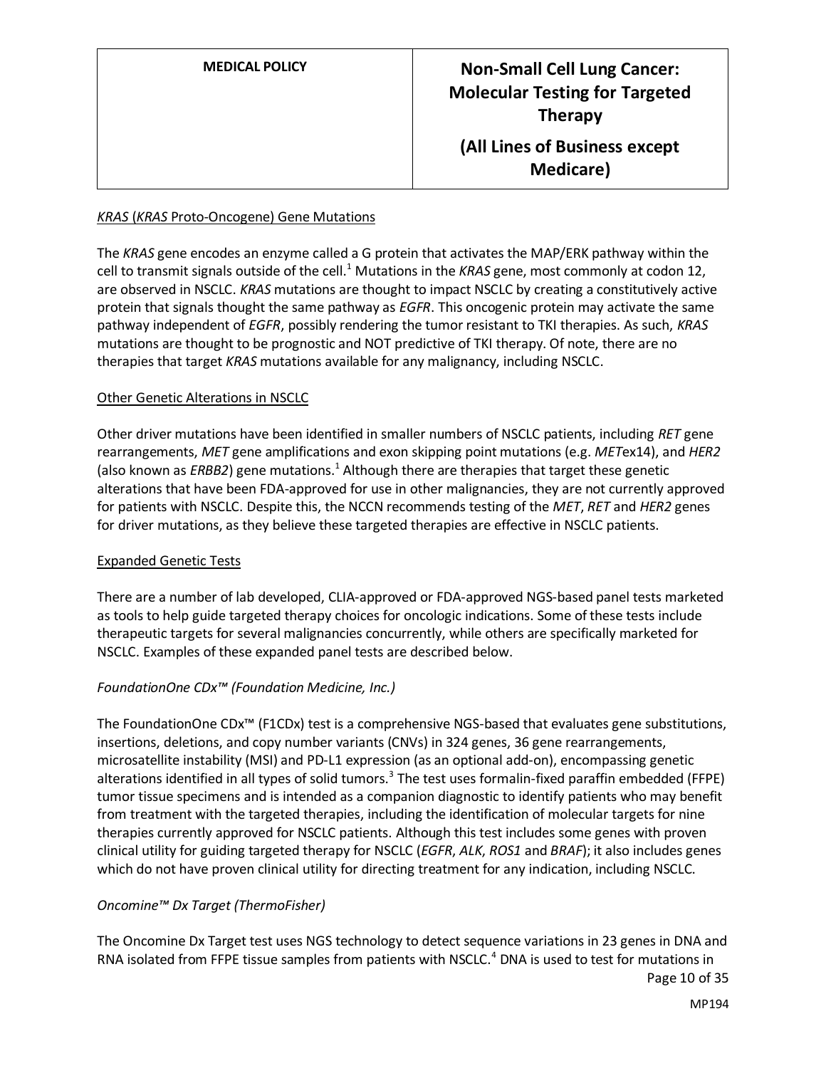### *KRAS* (*KRAS* Proto-Oncogene) Gene Mutations

The *KRAS* gene encodes an enzyme called a G protein that activates the MAP/ERK pathway within the cell to transmit signals outside of the cell.[1] Mutations in the *KRAS* gene, most commonly at codon 12, are observed in NSCLC. *KRAS* mutations are thought to impact NSCLC by creating a constitutively active protein that signals thought the same pathway as *EGFR*. This oncogenic protein may activate the same pathway independent of *EGFR*, possibly rendering the tumor resistant to TKI therapies. As such, *KRAS* mutations are thought to be prognostic and NOT predictive of TKI therapy. Of note, there are no therapies that target *KRAS* mutations available for any malignancy, including NSCLC.

### Other Genetic Alterations in NSCLC

Other driver mutations have been identified in smaller numbers of NSCLC patients, including *RET* gene rearrangements, *MET* gene amplifications and exon skipping point mutations (e.g. *MET*ex14), and *HER2* (also known as *ERBB2*) gene mutations.[1] Although there are therapies that target these genetic alterations that have been FDA-approved for use in other malignancies, they are not currently approved for patients with NSCLC. Despite this, the NCCN recommends testing of the *MET*, *RET* and *HER2* genes for driver mutations, as they believe these targeted therapies are effective in NSCLC patients.

### Expanded Genetic Tests

There are a number of lab developed, CLIA-approved or FDA-approved NGS-based panel tests marketed as tools to help guide targeted therapy choices for oncologic indications. Some of these tests include therapeutic targets for several malignancies concurrently, while others are specifically marketed for NSCLC. Examples of these expanded panel tests are described below.

#### *FoundationOne CDx™ (Foundation Medicine, Inc.)*

The FoundationOne CDx™ (F1CDx) test is a comprehensive NGS-based that evaluates gene substitutions, insertions, deletions, and copy number variants (CNVs) in 324 genes, 36 gene rearrangements, microsatellite instability (MSI) and PD-L1 expression (as an optional add-on), encompassing genetic alterations identified in all types of solid tumors.[3] The test uses formalin-fixed paraffin embedded (FFPE) tumor tissue specimens and is intended as a companion diagnostic to identify patients who may benefit from treatment with the targeted therapies, including the identification of molecular targets for nine therapies currently approved for NSCLC patients. Although this test includes some genes with proven clinical utility for guiding targeted therapy for NSCLC (*EGFR*, *ALK*, *ROS1* and *BRAF*); it also includes genes which do not have proven clinical utility for directing treatment for any indication, including NSCLC.

#### *Oncomine™ Dx Target (ThermoFisher)*

The Oncomine Dx Target test uses NGS technology to detect sequence variations in 23 genes in DNA and RNA isolated from FFPE tissue samples from patients with NSCLC.[4] DNA is used to test for mutations in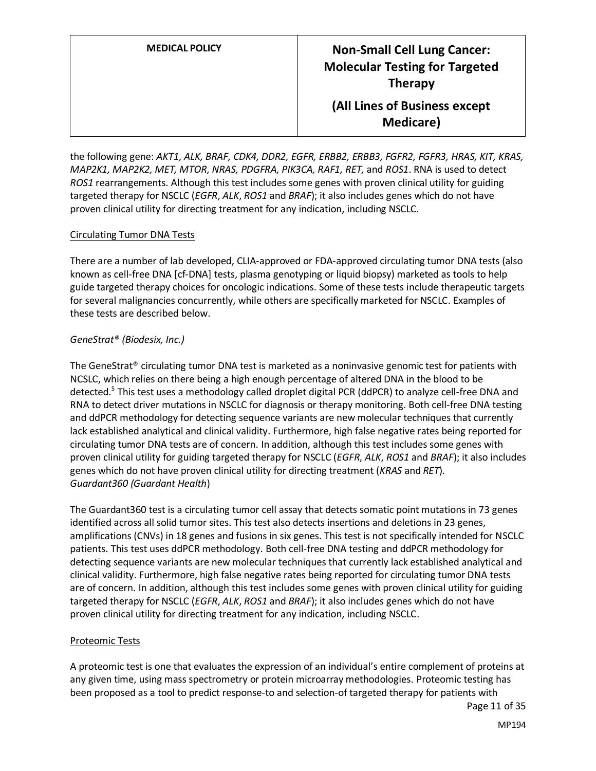the following gene: *AKT1, ALK, BRAF, CDK4, DDR2, EGFR, ERBB2, ERBB3, FGFR2, FGFR3, HRAS, KIT, KRAS, MAP2K1, MAP2K2, MET, MTOR, NRAS, PDGFRA, PIK3CA, RAF1, RET,* and *ROS1*. RNA is used to detect *ROS1* rearrangements. Although this test includes some genes with proven clinical utility for guiding targeted therapy for NSCLC (*EGFR*, *ALK*, *ROS1* and *BRAF*); it also includes genes which do not have proven clinical utility for directing treatment for any indication, including NSCLC.

<u>Circulating Tumor DNA Tests</u>

There are a number of lab developed, CLIA-approved or FDA-approved circulating tumor DNA tests (also known as cell-free DNA [cf-DNA] tests, plasma genotyping or liquid biopsy) marketed as tools to help guide targeted therapy choices for oncologic indications. Some of these tests include therapeutic targets for several malignancies concurrently, while others are specifically marketed for NSCLC. Examples of these tests are described below.

*GeneStrat® (Biodesix, Inc.)*

The GeneStrat® circulating tumor DNA test is marketed as a noninvasive genomic test for patients with NCSLC, which relies on there being a high enough percentage of altered DNA in the blood to be detected.[5] This test uses a methodology called droplet digital PCR (ddPCR) to analyze cell-free DNA and RNA to detect driver mutations in NSCLC for diagnosis or therapy monitoring. Both cell-free DNA testing and ddPCR methodology for detecting sequence variants are new molecular techniques that currently lack established analytical and clinical validity. Furthermore, high false negative rates being reported for circulating tumor DNA tests are of concern. In addition, although this test includes some genes with proven clinical utility for guiding targeted therapy for NSCLC (*EGFR*, *ALK*, *ROS1* and *BRAF*); it also includes genes which do not have proven clinical utility for directing treatment (*KRAS* and *RET*).

*Guardant360 (Guardant Health*)

The Guardant360 test is a circulating tumor cell assay that detects somatic point mutations in 73 genes identified across all solid tumor sites. This test also detects insertions and deletions in 23 genes, amplifications (CNVs) in 18 genes and fusions in six genes. This test is not specifically intended for NSCLC patients. This test uses ddPCR methodology. Both cell-free DNA testing and ddPCR methodology for detecting sequence variants are new molecular techniques that currently lack established analytical and clinical validity. Furthermore, high false negative rates being reported for circulating tumor DNA tests are of concern. In addition, although this test includes some genes with proven clinical utility for guiding targeted therapy for NSCLC (*EGFR*, *ALK*, *ROS1* and *BRAF*); it also includes genes which do not have proven clinical utility for directing treatment for any indication, including NSCLC.

<u>Proteomic Tests</u>

A proteomic test is one that evaluates the expression of an individual's entire complement of proteins at any given time, using mass spectrometry or protein microarray methodologies. Proteomic testing has been proposed as a tool to predict response-to and selection-of targeted therapy for patients with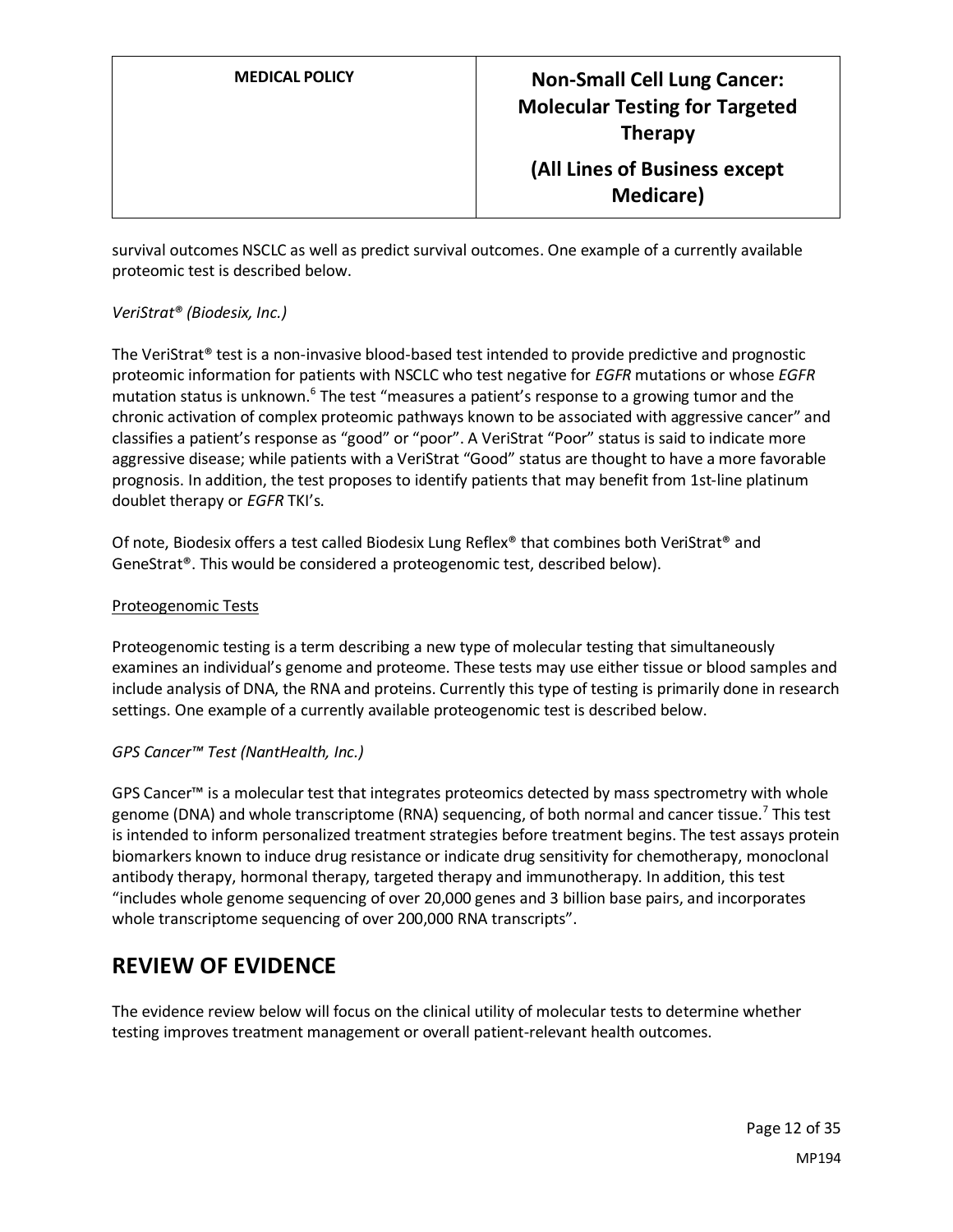survival outcomes NSCLC as well as predict survival outcomes. One example of a currently available proteomic test is described below.

*VeriStrat® (Biodesix, Inc.)*

The VeriStrat® test is a non-invasive blood-based test intended to provide predictive and prognostic proteomic information for patients with NSCLC who test negative for *EGFR* mutations or whose *EGFR* mutation status is unknown.[6] The test "measures a patient's response to a growing tumor and the chronic activation of complex proteomic pathways known to be associated with aggressive cancer" and classifies a patient's response as "good" or "poor". A VeriStrat "Poor" status is said to indicate more aggressive disease; while patients with a VeriStrat "Good" status are thought to have a more favorable prognosis. In addition, the test proposes to identify patients that may benefit from 1st-line platinum doublet therapy or *EGFR* TKI's.

Of note, Biodesix offers a test called Biodesix Lung Reflex® that combines both VeriStrat® and GeneStrat®. This would be considered a proteogenomic test, described below).

Proteogenomic Tests

Proteogenomic testing is a term describing a new type of molecular testing that simultaneously examines an individual's genome and proteome. These tests may use either tissue or blood samples and include analysis of DNA, the RNA and proteins. Currently this type of testing is primarily done in research settings. One example of a currently available proteogenomic test is described below.

*GPS Cancer™ Test (NantHealth, Inc.)*

GPS Cancer™ is a molecular test that integrates proteomics detected by mass spectrometry with whole genome (DNA) and whole transcriptome (RNA) sequencing, of both normal and cancer tissue.[7] This test is intended to inform personalized treatment strategies before treatment begins. The test assays protein biomarkers known to induce drug resistance or indicate drug sensitivity for chemotherapy, monoclonal antibody therapy, hormonal therapy, targeted therapy and immunotherapy. In addition, this test "includes whole genome sequencing of over 20,000 genes and 3 billion base pairs, and incorporates whole transcriptome sequencing of over 200,000 RNA transcripts".

## REVIEW OF EVIDENCE

The evidence review below will focus on the clinical utility of molecular tests to determine whether testing improves treatment management or overall patient-relevant health outcomes.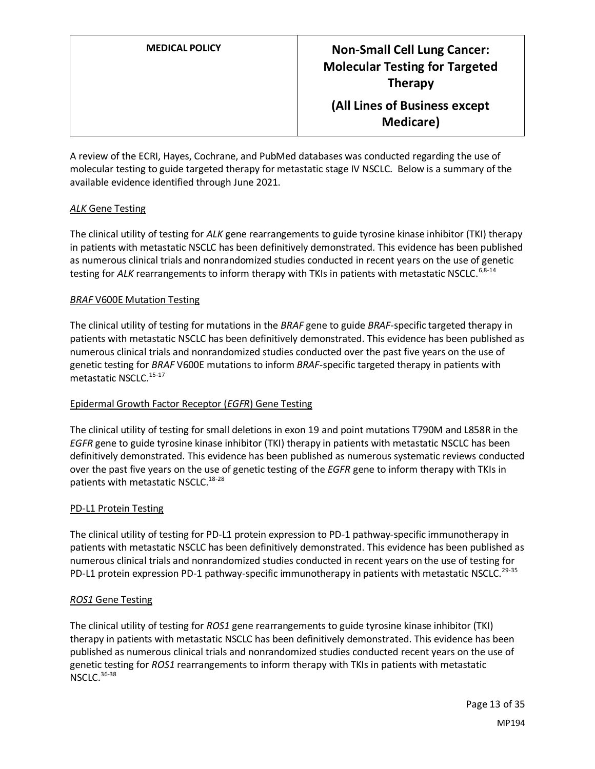A review of the ECRI, Hayes, Cochrane, and PubMed databases was conducted regarding the use of molecular testing to guide targeted therapy for metastatic stage IV NSCLC. Below is a summary of the available evidence identified through June 2021.

### *ALK* Gene Testing

The clinical utility of testing for *ALK* gene rearrangements to guide tyrosine kinase inhibitor (TKI) therapy in patients with metastatic NSCLC has been definitively demonstrated. This evidence has been published as numerous clinical trials and nonrandomized studies conducted in recent years on the use of genetic testing for *ALK* rearrangements to inform therapy with TKIs in patients with metastatic NSCLC.[6,8-14]

### *BRAF* V600E Mutation Testing

The clinical utility of testing for mutations in the *BRAF* gene to guide *BRAF*-specific targeted therapy in patients with metastatic NSCLC has been definitively demonstrated. This evidence has been published as numerous clinical trials and nonrandomized studies conducted over the past five years on the use of genetic testing for *BRAF* V600E mutations to inform *BRAF*-specific targeted therapy in patients with metastatic NSCLC.[15-17]

### Epidermal Growth Factor Receptor (*EGFR*) Gene Testing

The clinical utility of testing for small deletions in exon 19 and point mutations T790M and L858R in the *EGFR* gene to guide tyrosine kinase inhibitor (TKI) therapy in patients with metastatic NSCLC has been definitively demonstrated. This evidence has been published as numerous systematic reviews conducted over the past five years on the use of genetic testing of the *EGFR* gene to inform therapy with TKIs in patients with metastatic NSCLC.[18-28]

### PD-L1 Protein Testing

The clinical utility of testing for PD-L1 protein expression to PD-1 pathway-specific immunotherapy in patients with metastatic NSCLC has been definitively demonstrated. This evidence has been published as numerous clinical trials and nonrandomized studies conducted in recent years on the use of testing for PD-L1 protein expression PD-1 pathway-specific immunotherapy in patients with metastatic NSCLC.[29-35]

### *ROS1* Gene Testing

The clinical utility of testing for *ROS1* gene rearrangements to guide tyrosine kinase inhibitor (TKI) therapy in patients with metastatic NSCLC has been definitively demonstrated. This evidence has been published as numerous clinical trials and nonrandomized studies conducted recent years on the use of genetic testing for *ROS1* rearrangements to inform therapy with TKIs in patients with metastatic NSCLC.[36-38]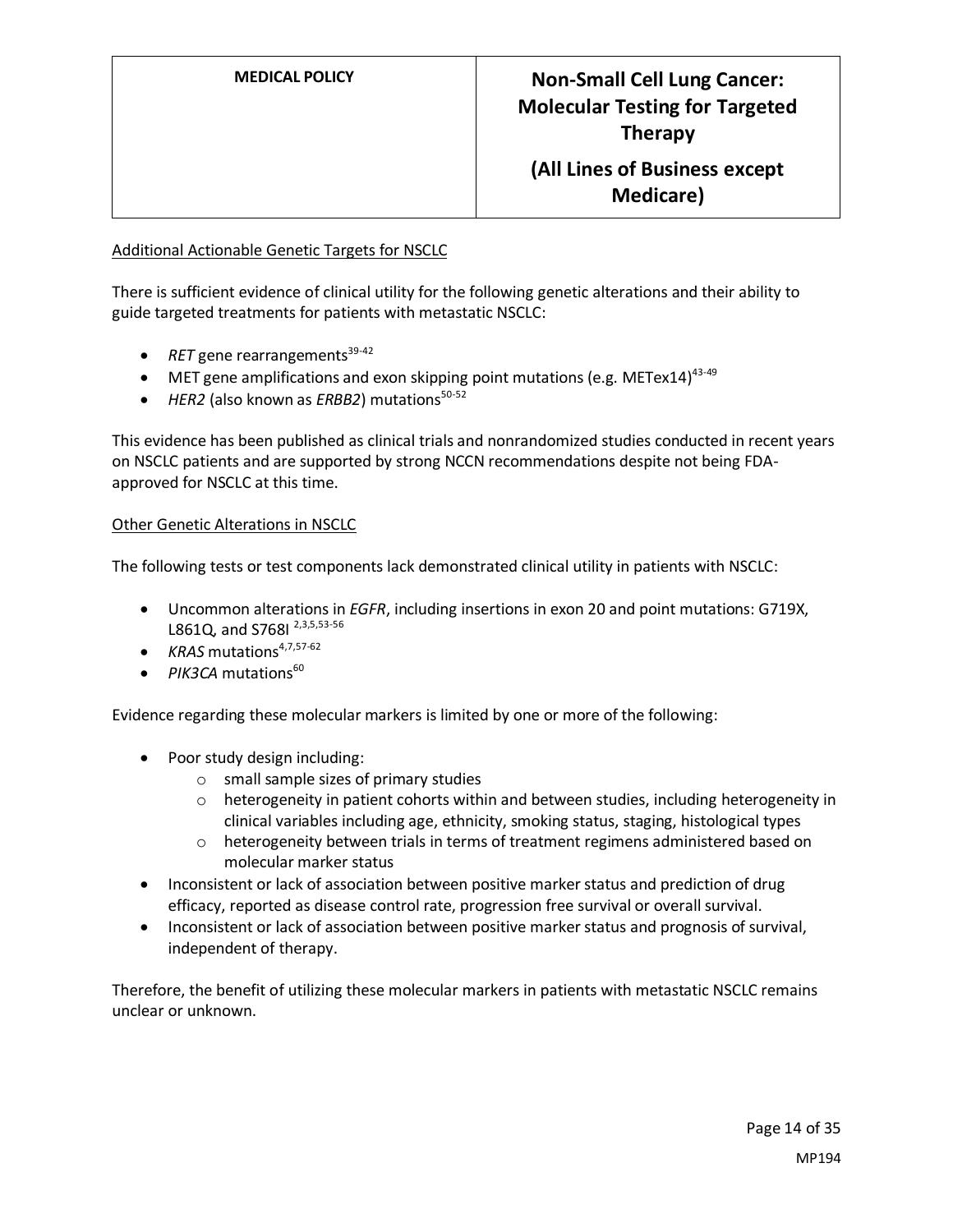Additional Actionable Genetic Targets for NSCLC

There is sufficient evidence of clinical utility for the following genetic alterations and their ability to guide targeted treatments for patients with metastatic NSCLC:

- *RET* gene rearrangements[39-42]
- MET gene amplifications and exon skipping point mutations (e.g. METex14)[43-49]
- *HER2* (also known as *ERBB2*) mutations[50-52]

This evidence has been published as clinical trials and nonrandomized studies conducted in recent years on NSCLC patients and are supported by strong NCCN recommendations despite not being FDA-approved for NSCLC at this time.

Other Genetic Alterations in NSCLC

The following tests or test components lack demonstrated clinical utility in patients with NSCLC:

- Uncommon alterations in *EGFR*, including insertions in exon 20 and point mutations: G719X, L861Q, and S768I [2,3,5,53-56]
- *KRAS* mutations[4,7,57-62]
- *PIK3CA* mutations[60]

Evidence regarding these molecular markers is limited by one or more of the following:

- Poor study design including:
  - small sample sizes of primary studies
  - heterogeneity in patient cohorts within and between studies, including heterogeneity in clinical variables including age, ethnicity, smoking status, staging, histological types
  - heterogeneity between trials in terms of treatment regimens administered based on molecular marker status
- Inconsistent or lack of association between positive marker status and prediction of drug efficacy, reported as disease control rate, progression free survival or overall survival.
- Inconsistent or lack of association between positive marker status and prognosis of survival, independent of therapy.

Therefore, the benefit of utilizing these molecular markers in patients with metastatic NSCLC remains unclear or unknown.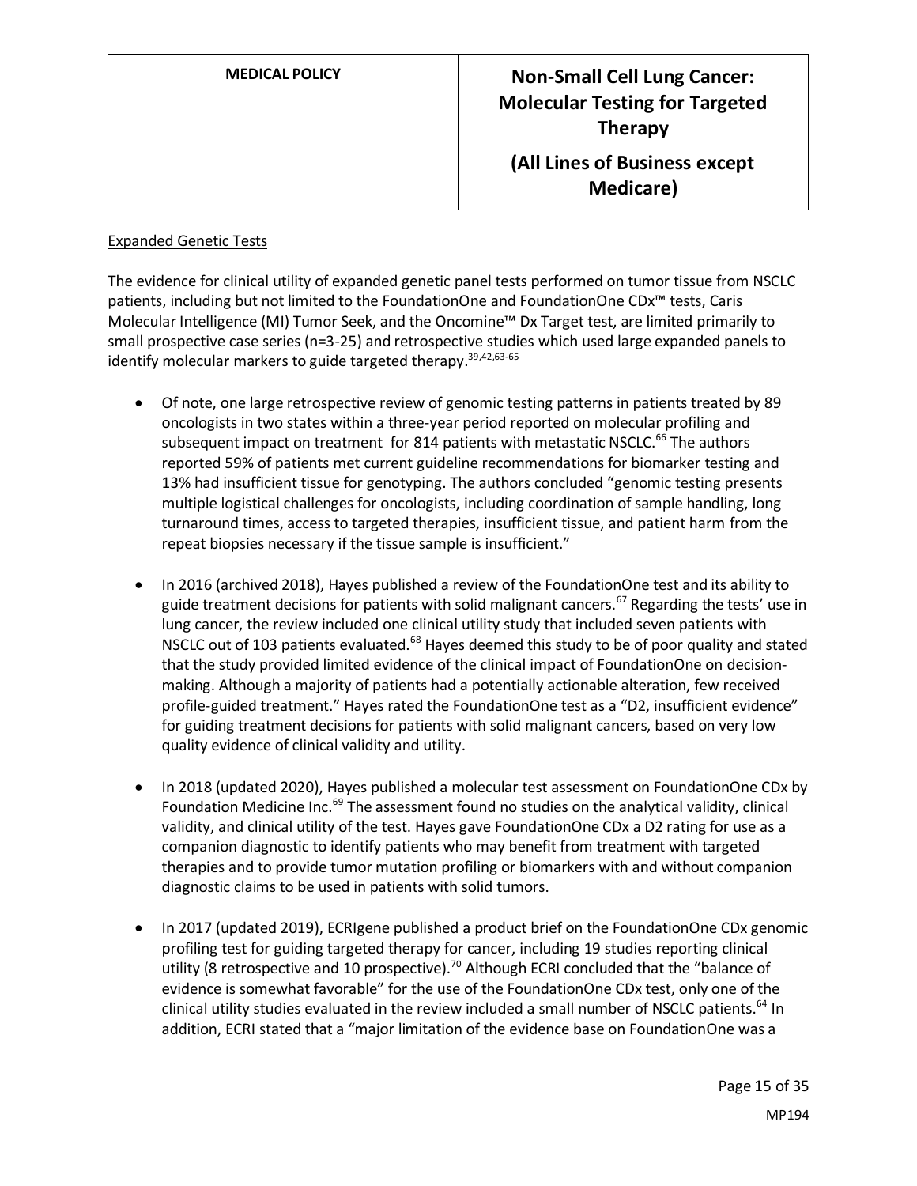Expanded Genetic Tests

The evidence for clinical utility of expanded genetic panel tests performed on tumor tissue from NSCLC patients, including but not limited to the FoundationOne and FoundationOne CDx™ tests, Caris Molecular Intelligence (MI) Tumor Seek, and the Oncomine™ Dx Target test, are limited primarily to small prospective case series (n=3-25) and retrospective studies which used large expanded panels to identify molecular markers to guide targeted therapy.[39,42,63-65]

- Of note, one large retrospective review of genomic testing patterns in patients treated by 89 oncologists in two states within a three-year period reported on molecular profiling and subsequent impact on treatment for 814 patients with metastatic NSCLC.[66] The authors reported 59% of patients met current guideline recommendations for biomarker testing and 13% had insufficient tissue for genotyping. The authors concluded "genomic testing presents multiple logistical challenges for oncologists, including coordination of sample handling, long turnaround times, access to targeted therapies, insufficient tissue, and patient harm from the repeat biopsies necessary if the tissue sample is insufficient."

- In 2016 (archived 2018), Hayes published a review of the FoundationOne test and its ability to guide treatment decisions for patients with solid malignant cancers.[67] Regarding the tests' use in lung cancer, the review included one clinical utility study that included seven patients with NSCLC out of 103 patients evaluated.[68] Hayes deemed this study to be of poor quality and stated that the study provided limited evidence of the clinical impact of FoundationOne on decision-making. Although a majority of patients had a potentially actionable alteration, few received profile-guided treatment." Hayes rated the FoundationOne test as a "D2, insufficient evidence" for guiding treatment decisions for patients with solid malignant cancers, based on very low quality evidence of clinical validity and utility.

- In 2018 (updated 2020), Hayes published a molecular test assessment on FoundationOne CDx by Foundation Medicine Inc.[69] The assessment found no studies on the analytical validity, clinical validity, and clinical utility of the test. Hayes gave FoundationOne CDx a D2 rating for use as a companion diagnostic to identify patients who may benefit from treatment with targeted therapies and to provide tumor mutation profiling or biomarkers with and without companion diagnostic claims to be used in patients with solid tumors.

- In 2017 (updated 2019), ECRIgene published a product brief on the FoundationOne CDx genomic profiling test for guiding targeted therapy for cancer, including 19 studies reporting clinical utility (8 retrospective and 10 prospective).[70] Although ECRI concluded that the "balance of evidence is somewhat favorable" for the use of the FoundationOne CDx test, only one of the clinical utility studies evaluated in the review included a small number of NSCLC patients.[64] In addition, ECRI stated that a "major limitation of the evidence base on FoundationOne was a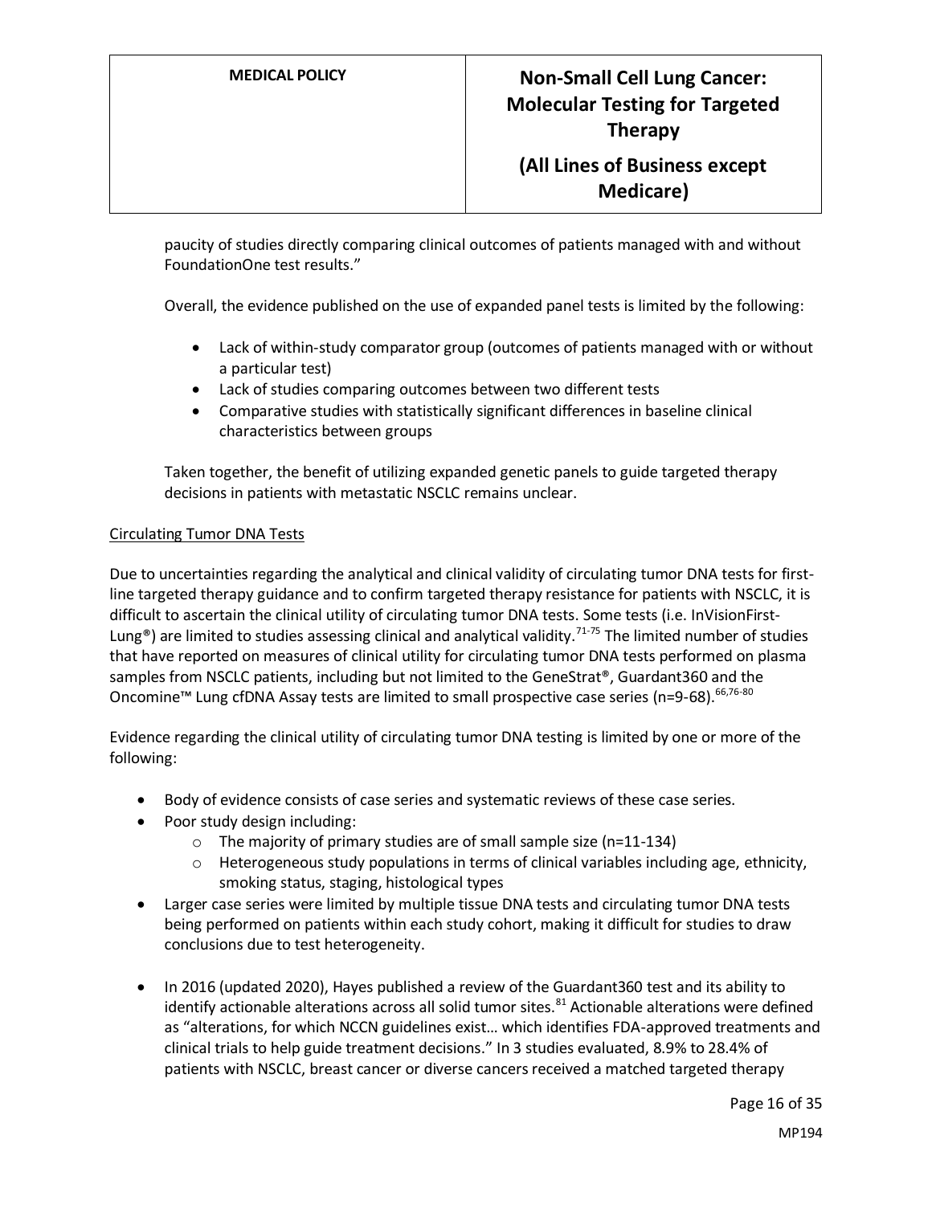paucity of studies directly comparing clinical outcomes of patients managed with and without FoundationOne test results."

Overall, the evidence published on the use of expanded panel tests is limited by the following:

- Lack of within-study comparator group (outcomes of patients managed with or without a particular test)
- Lack of studies comparing outcomes between two different tests
- Comparative studies with statistically significant differences in baseline clinical characteristics between groups

Taken together, the benefit of utilizing expanded genetic panels to guide targeted therapy decisions in patients with metastatic NSCLC remains unclear.

Circulating Tumor DNA Tests

Due to uncertainties regarding the analytical and clinical validity of circulating tumor DNA tests for first-line targeted therapy guidance and to confirm targeted therapy resistance for patients with NSCLC, it is difficult to ascertain the clinical utility of circulating tumor DNA tests. Some tests (i.e. InVisionFirst-Lung®) are limited to studies assessing clinical and analytical validity.[71-75] The limited number of studies that have reported on measures of clinical utility for circulating tumor DNA tests performed on plasma samples from NSCLC patients, including but not limited to the GeneStrat®, Guardant360 and the Oncomine™ Lung cfDNA Assay tests are limited to small prospective case series (n=9-68).[66,76-80]

Evidence regarding the clinical utility of circulating tumor DNA testing is limited by one or more of the following:

- Body of evidence consists of case series and systematic reviews of these case series.
- Poor study design including:
  - The majority of primary studies are of small sample size (n=11-134)
  - Heterogeneous study populations in terms of clinical variables including age, ethnicity, smoking status, staging, histological types
- Larger case series were limited by multiple tissue DNA tests and circulating tumor DNA tests being performed on patients within each study cohort, making it difficult for studies to draw conclusions due to test heterogeneity.

- In 2016 (updated 2020), Hayes published a review of the Guardant360 test and its ability to identify actionable alterations across all solid tumor sites.[81] Actionable alterations were defined as "alterations, for which NCCN guidelines exist… which identifies FDA-approved treatments and clinical trials to help guide treatment decisions." In 3 studies evaluated, 8.9% to 28.4% of patients with NSCLC, breast cancer or diverse cancers received a matched targeted therapy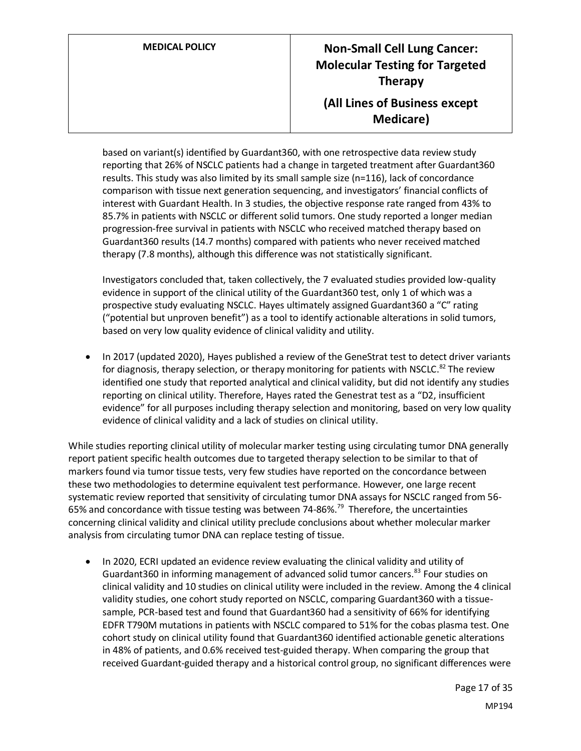based on variant(s) identified by Guardant360, with one retrospective data review study reporting that 26% of NSCLC patients had a change in targeted treatment after Guardant360 results. This study was also limited by its small sample size (n=116), lack of concordance comparison with tissue next generation sequencing, and investigators' financial conflicts of interest with Guardant Health. In 3 studies, the objective response rate ranged from 43% to 85.7% in patients with NSCLC or different solid tumors. One study reported a longer median progression-free survival in patients with NSCLC who received matched therapy based on Guardant360 results (14.7 months) compared with patients who never received matched therapy (7.8 months), although this difference was not statistically significant.

Investigators concluded that, taken collectively, the 7 evaluated studies provided low-quality evidence in support of the clinical utility of the Guardant360 test, only 1 of which was a prospective study evaluating NSCLC. Hayes ultimately assigned Guardant360 a "C" rating ("potential but unproven benefit") as a tool to identify actionable alterations in solid tumors, based on very low quality evidence of clinical validity and utility.

- In 2017 (updated 2020), Hayes published a review of the GeneStrat test to detect driver variants for diagnosis, therapy selection, or therapy monitoring for patients with NSCLC.[82] The review identified one study that reported analytical and clinical validity, but did not identify any studies reporting on clinical utility. Therefore, Hayes rated the Genestrat test as a "D2, insufficient evidence" for all purposes including therapy selection and monitoring, based on very low quality evidence of clinical validity and a lack of studies on clinical utility.

While studies reporting clinical utility of molecular marker testing using circulating tumor DNA generally report patient specific health outcomes due to targeted therapy selection to be similar to that of markers found via tumor tissue tests, very few studies have reported on the concordance between these two methodologies to determine equivalent test performance. However, one large recent systematic review reported that sensitivity of circulating tumor DNA assays for NSCLC ranged from 56-65% and concordance with tissue testing was between 74-86%.[79] Therefore, the uncertainties concerning clinical validity and clinical utility preclude conclusions about whether molecular marker analysis from circulating tumor DNA can replace testing of tissue.

- In 2020, ECRI updated an evidence review evaluating the clinical validity and utility of Guardant360 in informing management of advanced solid tumor cancers.[83] Four studies on clinical validity and 10 studies on clinical utility were included in the review. Among the 4 clinical validity studies, one cohort study reported on NSCLC, comparing Guardant360 with a tissue-sample, PCR-based test and found that Guardant360 had a sensitivity of 66% for identifying EDFR T790M mutations in patients with NSCLC compared to 51% for the cobas plasma test. One cohort study on clinical utility found that Guardant360 identified actionable genetic alterations in 48% of patients, and 0.6% received test-guided therapy. When comparing the group that received Guardant-guided therapy and a historical control group, no significant differences were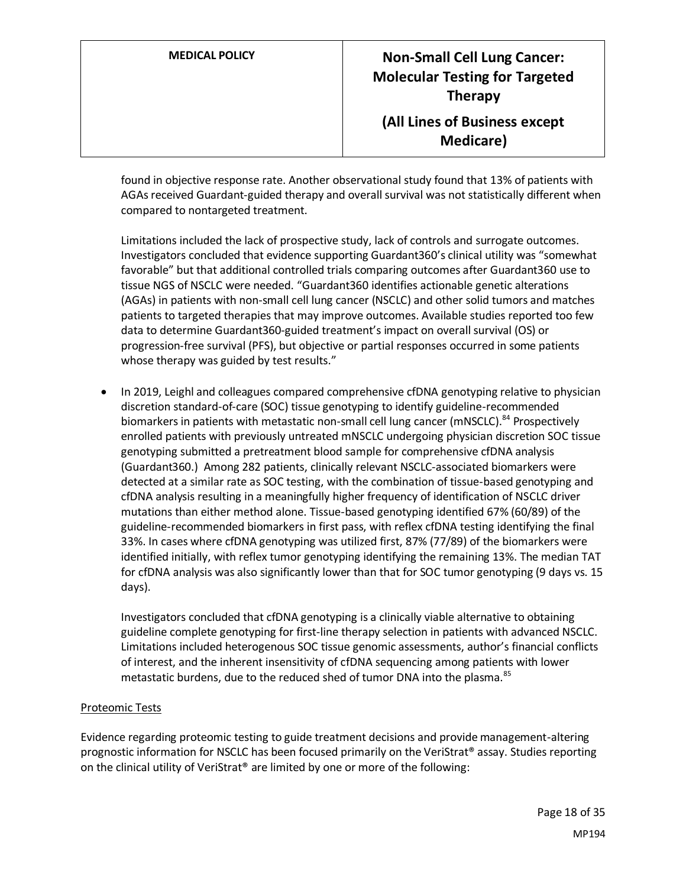found in objective response rate. Another observational study found that 13% of patients with AGAs received Guardant-guided therapy and overall survival was not statistically different when compared to nontargeted treatment.

Limitations included the lack of prospective study, lack of controls and surrogate outcomes. Investigators concluded that evidence supporting Guardant360's clinical utility was "somewhat favorable" but that additional controlled trials comparing outcomes after Guardant360 use to tissue NGS of NSCLC were needed. "Guardant360 identifies actionable genetic alterations (AGAs) in patients with non-small cell lung cancer (NSCLC) and other solid tumors and matches patients to targeted therapies that may improve outcomes. Available studies reported too few data to determine Guardant360-guided treatment's impact on overall survival (OS) or progression-free survival (PFS), but objective or partial responses occurred in some patients whose therapy was guided by test results."

- In 2019, Leighl and colleagues compared comprehensive cfDNA genotyping relative to physician discretion standard-of-care (SOC) tissue genotyping to identify guideline-recommended biomarkers in patients with metastatic non-small cell lung cancer (mNSCLC).[84] Prospectively enrolled patients with previously untreated mNSCLC undergoing physician discretion SOC tissue genotyping submitted a pretreatment blood sample for comprehensive cfDNA analysis (Guardant360.) Among 282 patients, clinically relevant NSCLC-associated biomarkers were detected at a similar rate as SOC testing, with the combination of tissue-based genotyping and cfDNA analysis resulting in a meaningfully higher frequency of identification of NSCLC driver mutations than either method alone. Tissue-based genotyping identified 67% (60/89) of the guideline-recommended biomarkers in first pass, with reflex cfDNA testing identifying the final 33%. In cases where cfDNA genotyping was utilized first, 87% (77/89) of the biomarkers were identified initially, with reflex tumor genotyping identifying the remaining 13%. The median TAT for cfDNA analysis was also significantly lower than that for SOC tumor genotyping (9 days vs. 15 days).

  Investigators concluded that cfDNA genotyping is a clinically viable alternative to obtaining guideline complete genotyping for first-line therapy selection in patients with advanced NSCLC. Limitations included heterogenous SOC tissue genomic assessments, author's financial conflicts of interest, and the inherent insensitivity of cfDNA sequencing among patients with lower metastatic burdens, due to the reduced shed of tumor DNA into the plasma.[85]

<u>Proteomic Tests</u>

Evidence regarding proteomic testing to guide treatment decisions and provide management-altering prognostic information for NSCLC has been focused primarily on the VeriStrat® assay. Studies reporting on the clinical utility of VeriStrat® are limited by one or more of the following: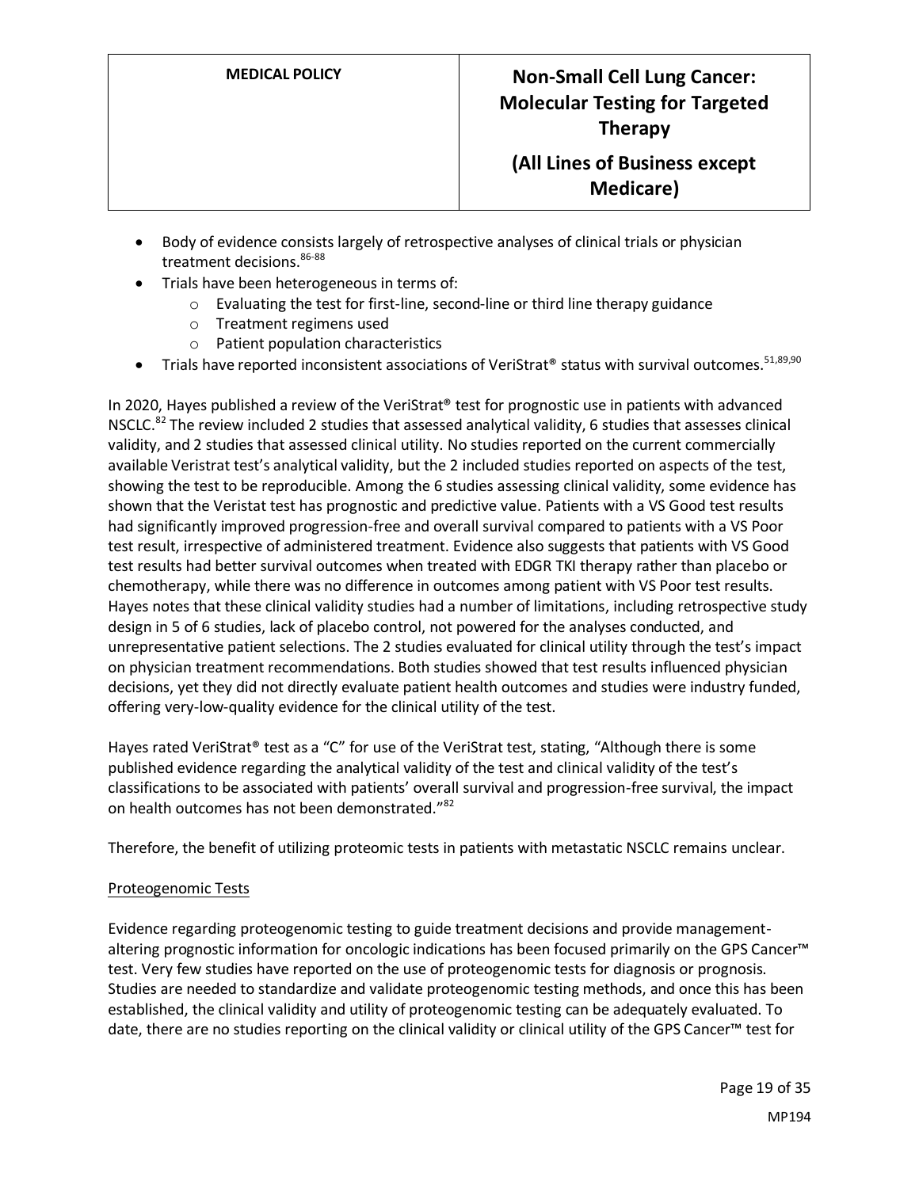- Body of evidence consists largely of retrospective analyses of clinical trials or physician treatment decisions.[86-88]
- Trials have been heterogeneous in terms of:
  - Evaluating the test for first-line, second-line or third line therapy guidance
  - Treatment regimens used
  - Patient population characteristics
- Trials have reported inconsistent associations of VeriStrat® status with survival outcomes.[51,89,90]

In 2020, Hayes published a review of the VeriStrat® test for prognostic use in patients with advanced NSCLC.[82] The review included 2 studies that assessed analytical validity, 6 studies that assesses clinical validity, and 2 studies that assessed clinical utility. No studies reported on the current commercially available Veristrat test's analytical validity, but the 2 included studies reported on aspects of the test, showing the test to be reproducible. Among the 6 studies assessing clinical validity, some evidence has shown that the Veristat test has prognostic and predictive value. Patients with a VS Good test results had significantly improved progression-free and overall survival compared to patients with a VS Poor test result, irrespective of administered treatment. Evidence also suggests that patients with VS Good test results had better survival outcomes when treated with EDGR TKI therapy rather than placebo or chemotherapy, while there was no difference in outcomes among patient with VS Poor test results. Hayes notes that these clinical validity studies had a number of limitations, including retrospective study design in 5 of 6 studies, lack of placebo control, not powered for the analyses conducted, and unrepresentative patient selections. The 2 studies evaluated for clinical utility through the test's impact on physician treatment recommendations. Both studies showed that test results influenced physician decisions, yet they did not directly evaluate patient health outcomes and studies were industry funded, offering very-low-quality evidence for the clinical utility of the test.

Hayes rated VeriStrat® test as a "C" for use of the VeriStrat test, stating, "Although there is some published evidence regarding the analytical validity of the test and clinical validity of the test's classifications to be associated with patients' overall survival and progression-free survival, the impact on health outcomes has not been demonstrated."[82]

Therefore, the benefit of utilizing proteomic tests in patients with metastatic NSCLC remains unclear.

Proteogenomic Tests

Evidence regarding proteogenomic testing to guide treatment decisions and provide management-altering prognostic information for oncologic indications has been focused primarily on the GPS Cancer™ test. Very few studies have reported on the use of proteogenomic tests for diagnosis or prognosis. Studies are needed to standardize and validate proteogenomic testing methods, and once this has been established, the clinical validity and utility of proteogenomic testing can be adequately evaluated. To date, there are no studies reporting on the clinical validity or clinical utility of the GPS Cancer™ test for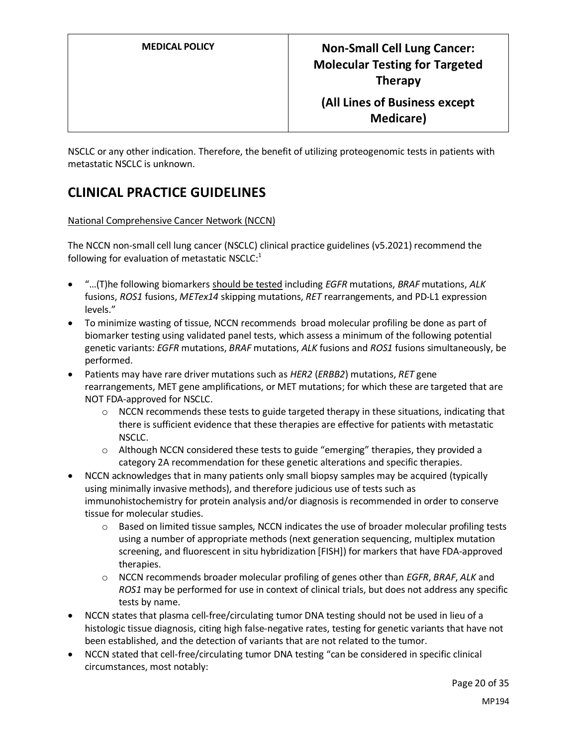NSCLC or any other indication. Therefore, the benefit of utilizing proteogenomic tests in patients with metastatic NSCLC is unknown.

# CLINICAL PRACTICE GUIDELINES

National Comprehensive Cancer Network (NCCN)

The NCCN non-small cell lung cancer (NSCLC) clinical practice guidelines (v5.2021) recommend the following for evaluation of metastatic NSCLC:[1]

- "…(T)he following biomarkers should be tested including *EGFR* mutations, *BRAF* mutations, *ALK* fusions, *ROS1* fusions, *METex14* skipping mutations, *RET* rearrangements, and PD-L1 expression levels."
- To minimize wasting of tissue, NCCN recommends broad molecular profiling be done as part of biomarker testing using validated panel tests, which assess a minimum of the following potential genetic variants: *EGFR* mutations, *BRAF* mutations, *ALK* fusions and *ROS1* fusions simultaneously, be performed.
- Patients may have rare driver mutations such as *HER2* (*ERBB2*) mutations, *RET* gene rearrangements, MET gene amplifications, or MET mutations; for which these are targeted that are NOT FDA-approved for NSCLC.
    - NCCN recommends these tests to guide targeted therapy in these situations, indicating that there is sufficient evidence that these therapies are effective for patients with metastatic NSCLC.
    - Although NCCN considered these tests to guide "emerging" therapies, they provided a category 2A recommendation for these genetic alterations and specific therapies.
- NCCN acknowledges that in many patients only small biopsy samples may be acquired (typically using minimally invasive methods), and therefore judicious use of tests such as immunohistochemistry for protein analysis and/or diagnosis is recommended in order to conserve tissue for molecular studies.
    - Based on limited tissue samples, NCCN indicates the use of broader molecular profiling tests using a number of appropriate methods (next generation sequencing, multiplex mutation screening, and fluorescent in situ hybridization [FISH]) for markers that have FDA-approved therapies.
    - NCCN recommends broader molecular profiling of genes other than *EGFR*, *BRAF*, *ALK* and *ROS1* may be performed for use in context of clinical trials, but does not address any specific tests by name.
- NCCN states that plasma cell-free/circulating tumor DNA testing should not be used in lieu of a histologic tissue diagnosis, citing high false-negative rates, testing for genetic variants that have not been established, and the detection of variants that are not related to the tumor.
- NCCN stated that cell-free/circulating tumor DNA testing "can be considered in specific clinical circumstances, most notably: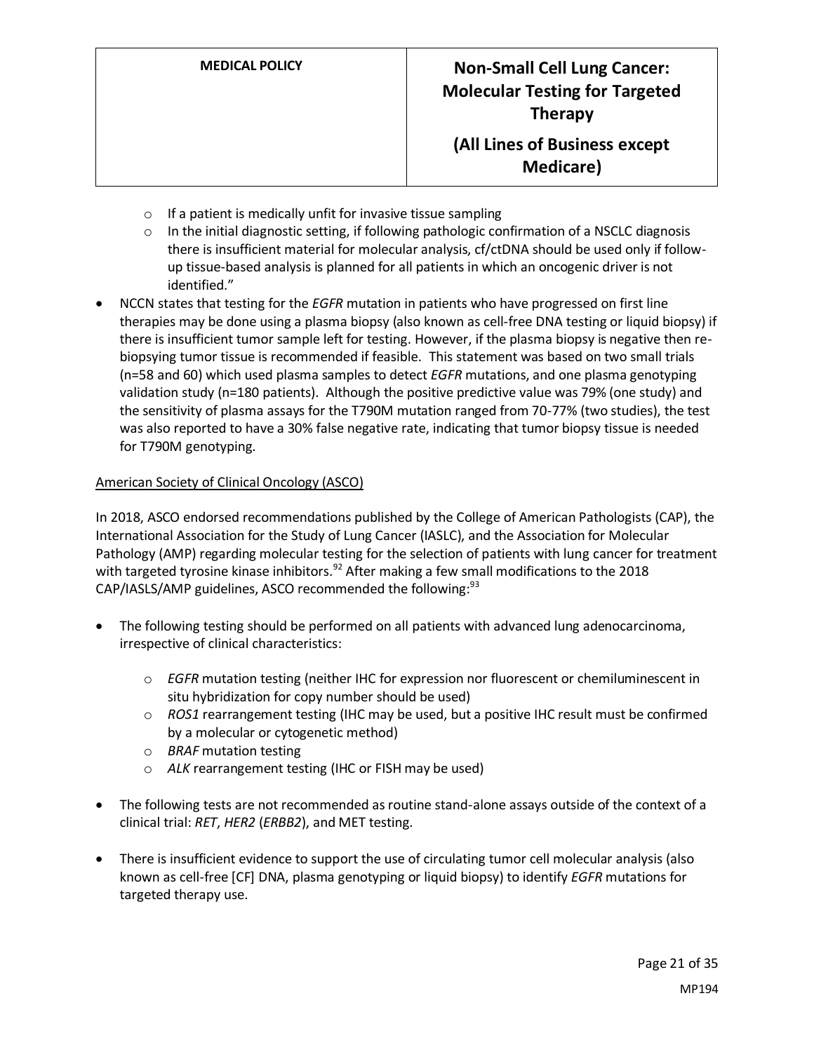- If a patient is medically unfit for invasive tissue sampling
    - In the initial diagnostic setting, if following pathologic confirmation of a NSCLC diagnosis there is insufficient material for molecular analysis, cf/ctDNA should be used only if follow-up tissue-based analysis is planned for all patients in which an oncogenic driver is not identified."
- NCCN states that testing for the *EGFR* mutation in patients who have progressed on first line therapies may be done using a plasma biopsy (also known as cell-free DNA testing or liquid biopsy) if there is insufficient tumor sample left for testing. However, if the plasma biopsy is negative then re-biopsying tumor tissue is recommended if feasible. This statement was based on two small trials (n=58 and 60) which used plasma samples to detect *EGFR* mutations, and one plasma genotyping validation study (n=180 patients). Although the positive predictive value was 79% (one study) and the sensitivity of plasma assays for the T790M mutation ranged from 70-77% (two studies), the test was also reported to have a 30% false negative rate, indicating that tumor biopsy tissue is needed for T790M genotyping.

American Society of Clinical Oncology (ASCO)

In 2018, ASCO endorsed recommendations published by the College of American Pathologists (CAP), the International Association for the Study of Lung Cancer (IASLC), and the Association for Molecular Pathology (AMP) regarding molecular testing for the selection of patients with lung cancer for treatment with targeted tyrosine kinase inhibitors.[92] After making a few small modifications to the 2018 CAP/IASLS/AMP guidelines, ASCO recommended the following:[93]

- The following testing should be performed on all patients with advanced lung adenocarcinoma, irrespective of clinical characteristics:
    - *EGFR* mutation testing (neither IHC for expression nor fluorescent or chemiluminescent in situ hybridization for copy number should be used)
    - *ROS1* rearrangement testing (IHC may be used, but a positive IHC result must be confirmed by a molecular or cytogenetic method)
    - *BRAF* mutation testing
    - *ALK* rearrangement testing (IHC or FISH may be used)
- The following tests are not recommended as routine stand-alone assays outside of the context of a clinical trial: *RET*, *HER2* (*ERBB2*), and MET testing.
- There is insufficient evidence to support the use of circulating tumor cell molecular analysis (also known as cell-free [CF] DNA, plasma genotyping or liquid biopsy) to identify *EGFR* mutations for targeted therapy use.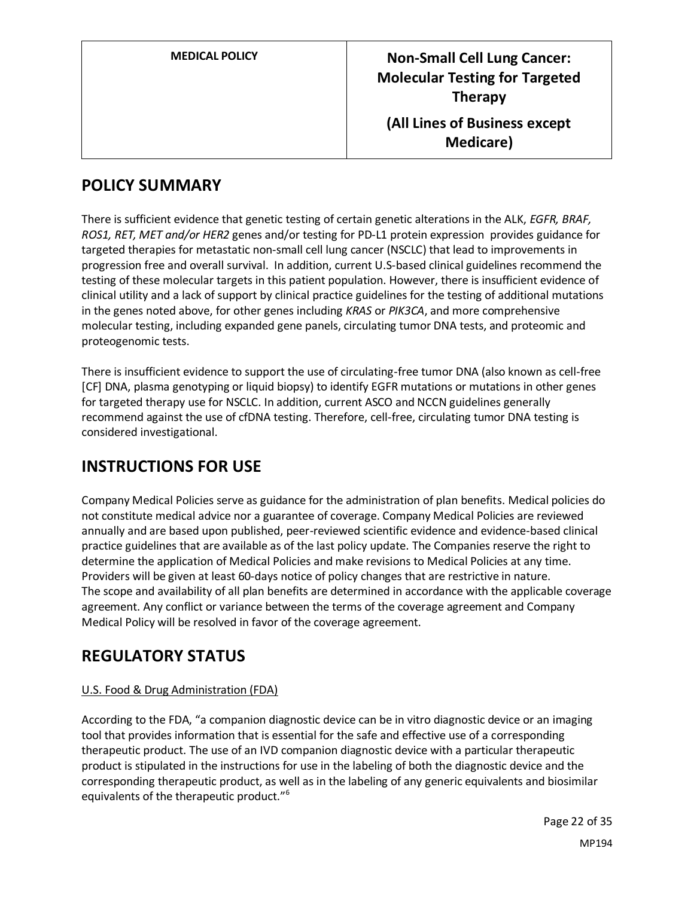| MEDICAL POLICY | Non-Small Cell Lung Cancer: Molecular Testing for Targeted Therapy<br><br>(All Lines of Business except Medicare) |
|---|---|

## POLICY SUMMARY

There is sufficient evidence that genetic testing of certain genetic alterations in the ALK, *EGFR, BRAF, ROS1, RET, MET and/or HER2* genes and/or testing for PD-L1 protein expression provides guidance for targeted therapies for metastatic non-small cell lung cancer (NSCLC) that lead to improvements in progression free and overall survival. In addition, current U.S-based clinical guidelines recommend the testing of these molecular targets in this patient population. However, there is insufficient evidence of clinical utility and a lack of support by clinical practice guidelines for the testing of additional mutations in the genes noted above, for other genes including *KRAS* or *PIK3CA*, and more comprehensive molecular testing, including expanded gene panels, circulating tumor DNA tests, and proteomic and proteogenomic tests.

There is insufficient evidence to support the use of circulating-free tumor DNA (also known as cell-free [CF] DNA, plasma genotyping or liquid biopsy) to identify EGFR mutations or mutations in other genes for targeted therapy use for NSCLC. In addition, current ASCO and NCCN guidelines generally recommend against the use of cfDNA testing. Therefore, cell-free, circulating tumor DNA testing is considered investigational.

## INSTRUCTIONS FOR USE

Company Medical Policies serve as guidance for the administration of plan benefits. Medical policies do not constitute medical advice nor a guarantee of coverage. Company Medical Policies are reviewed annually and are based upon published, peer-reviewed scientific evidence and evidence-based clinical practice guidelines that are available as of the last policy update. The Companies reserve the right to determine the application of Medical Policies and make revisions to Medical Policies at any time. Providers will be given at least 60-days notice of policy changes that are restrictive in nature.
The scope and availability of all plan benefits are determined in accordance with the applicable coverage agreement. Any conflict or variance between the terms of the coverage agreement and Company Medical Policy will be resolved in favor of the coverage agreement.

## REGULATORY STATUS

U.S. Food & Drug Administration (FDA)

According to the FDA, "a companion diagnostic device can be in vitro diagnostic device or an imaging tool that provides information that is essential for the safe and effective use of a corresponding therapeutic product. The use of an IVD companion diagnostic device with a particular therapeutic product is stipulated in the instructions for use in the labeling of both the diagnostic device and the corresponding therapeutic product, as well as in the labeling of any generic equivalents and biosimilar equivalents of the therapeutic product."[6]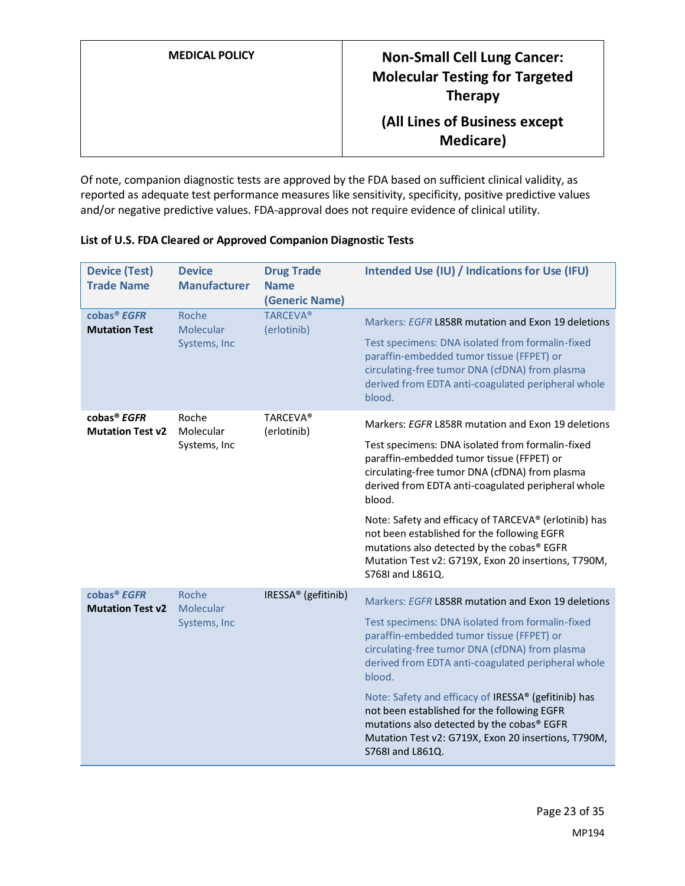Of note, companion diagnostic tests are approved by the FDA based on sufficient clinical validity, as reported as adequate test performance measures like sensitivity, specificity, positive predictive values and/or negative predictive values. FDA-approval does not require evidence of clinical utility.

**List of U.S. FDA Cleared or Approved Companion Diagnostic Tests**

| Device (Test) Trade Name | Device Manufacturer | Drug Trade Name (Generic Name) | Intended Use (IU) / Indications for Use (IFU) |
|---|---|---|---|
| **cobas® *EGFR* Mutation Test** | Roche Molecular Systems, Inc | TARCEVA® (erlotinib) | Markers: *EGFR* L858R mutation and Exon 19 deletions<br><br>Test specimens: DNA isolated from formalin-fixed paraffin-embedded tumor tissue (FFPET) or circulating-free tumor DNA (cfDNA) from plasma derived from EDTA anti-coagulated peripheral whole blood. |
| **cobas® *EGFR* Mutation Test v2** | Roche Molecular Systems, Inc | TARCEVA® (erlotinib) | Markers: *EGFR* L858R mutation and Exon 19 deletions<br><br>Test specimens: DNA isolated from formalin-fixed paraffin-embedded tumor tissue (FFPET) or circulating-free tumor DNA (cfDNA) from plasma derived from EDTA anti-coagulated peripheral whole blood.<br><br>Note: Safety and efficacy of TARCEVA® (erlotinib) has not been established for the following EGFR mutations also detected by the cobas® EGFR Mutation Test v2: G719X, Exon 20 insertions, T790M, S768I and L861Q. |
| **cobas® *EGFR* Mutation Test v2** | Roche Molecular Systems, Inc | IRESSA® (gefitinib) | Markers: *EGFR* L858R mutation and Exon 19 deletions<br><br>Test specimens: DNA isolated from formalin-fixed paraffin-embedded tumor tissue (FFPET) or circulating-free tumor DNA (cfDNA) from plasma derived from EDTA anti-coagulated peripheral whole blood.<br><br>Note: Safety and efficacy of IRESSA® (gefitinib) has not been established for the following EGFR mutations also detected by the cobas® EGFR Mutation Test v2: G719X, Exon 20 insertions, T790M, S768I and L861Q. |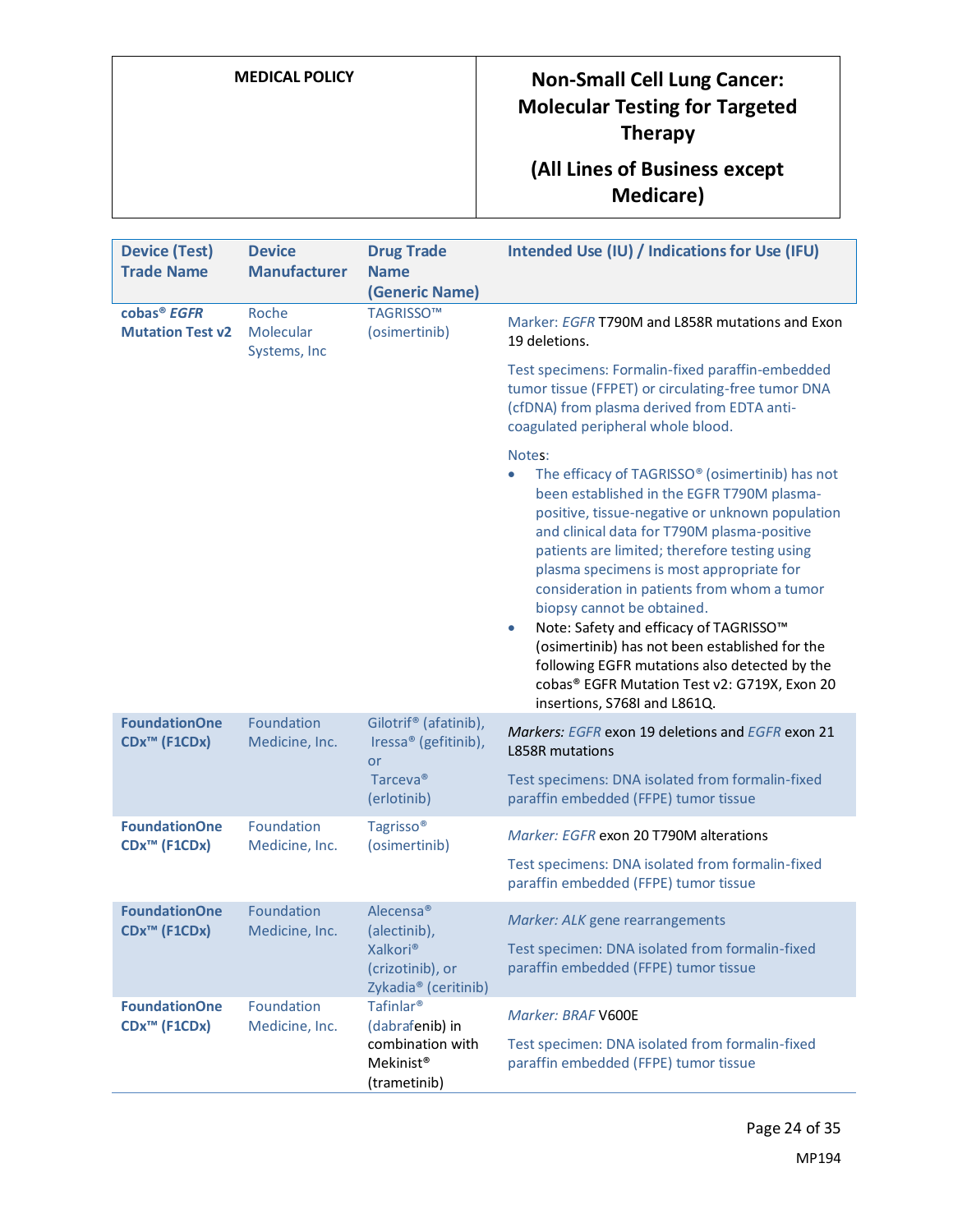| Device (Test) Trade Name | Device Manufacturer | Drug Trade Name (Generic Name) | Intended Use (IU) / Indications for Use (IFU) |
|---|---|---|---|
| **cobas® *EGFR* Mutation Test v2** | Roche Molecular Systems, Inc | TAGRISSO™ (osimertinib) | Marker: *EGFR* T790M and L858R mutations and Exon 19 deletions.<br><br>Test specimens: Formalin-fixed paraffin-embedded tumor tissue (FFPET) or circulating-free tumor DNA (cfDNA) from plasma derived from EDTA anti-coagulated peripheral whole blood.<br><br>Notes:<br>• The efficacy of TAGRISSO® (osimertinib) has not been established in the EGFR T790M plasma-positive, tissue-negative or unknown population and clinical data for T790M plasma-positive patients are limited; therefore testing using plasma specimens is most appropriate for consideration in patients from whom a tumor biopsy cannot be obtained.<br>• Note: Safety and efficacy of TAGRISSO™ (osimertinib) has not been established for the following EGFR mutations also detected by the cobas® EGFR Mutation Test v2: G719X, Exon 20 insertions, S768I and L861Q. |
| **FoundationOne CDx™ (F1CDx)** | Foundation Medicine, Inc. | Gilotrif® (afatinib), Iressa® (gefitinib), or Tarceva® (erlotinib) | *Markers: EGFR* exon 19 deletions and *EGFR* exon 21 L858R mutations<br><br>Test specimens: DNA isolated from formalin-fixed paraffin embedded (FFPE) tumor tissue |
| **FoundationOne CDx™ (F1CDx)** | Foundation Medicine, Inc. | Tagrisso® (osimertinib) | *Marker: EGFR* exon 20 T790M alterations<br><br>Test specimens: DNA isolated from formalin-fixed paraffin embedded (FFPE) tumor tissue |
| **FoundationOne CDx™ (F1CDx)** | Foundation Medicine, Inc. | Alecensa® (alectinib), Xalkori® (crizotinib), or Zykadia® (ceritinib) | *Marker: ALK* gene rearrangements<br><br>Test specimen: DNA isolated from formalin-fixed paraffin embedded (FFPE) tumor tissue |
| **FoundationOne CDx™ (F1CDx)** | Foundation Medicine, Inc. | Tafinlar® (dabrafenib) in combination with Mekinist® (trametinib) | *Marker: BRAF* V600E<br><br>Test specimen: DNA isolated from formalin-fixed paraffin embedded (FFPE) tumor tissue |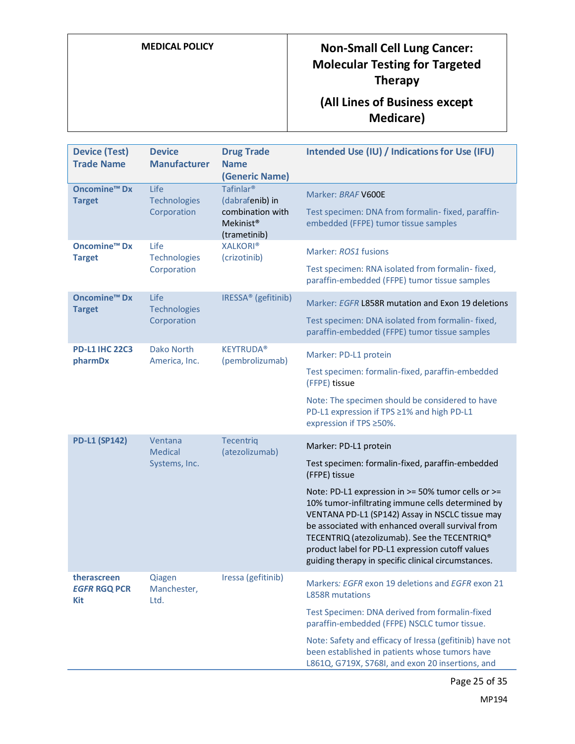| Device (Test) Trade Name | Device Manufacturer | Drug Trade Name (Generic Name) | Intended Use (IU) / Indications for Use (IFU) |
|---|---|---|---|
| **Oncomine™ Dx Target** | Life Technologies Corporation | Tafinlar® (dabrafenib) in combination with Mekinist® (trametinib) | Marker: *BRAF* V600E<br><br>Test specimen: DNA from formalin- fixed, paraffin-embedded (FFPE) tumor tissue samples |
| **Oncomine™ Dx Target** | Life Technologies Corporation | XALKORI® (crizotinib) | Marker: *ROS1* fusions<br><br>Test specimen: RNA isolated from formalin- fixed, paraffin-embedded (FFPE) tumor tissue samples |
| **Oncomine™ Dx Target** | Life Technologies Corporation | IRESSA® (gefitinib) | Marker: *EGFR* L858R mutation and Exon 19 deletions<br><br>Test specimen: DNA isolated from formalin- fixed, paraffin-embedded (FFPE) tumor tissue samples |
| **PD-L1 IHC 22C3 pharmDx** | Dako North America, Inc. | KEYTRUDA® (pembrolizumab) | Marker: PD-L1 protein<br><br>Test specimen: formalin-fixed, paraffin-embedded (FFPE) tissue<br><br>Note: The specimen should be considered to have PD-L1 expression if TPS ≥1% and high PD-L1 expression if TPS ≥50%. |
| **PD-L1 (SP142)** | Ventana Medical Systems, Inc. | Tecentriq (atezolizumab) | Marker: PD-L1 protein<br><br>Test specimen: formalin-fixed, paraffin-embedded (FFPE) tissue<br><br>Note: PD-L1 expression in >= 50% tumor cells or >= 10% tumor-infiltrating immune cells determined by VENTANA PD-L1 (SP142) Assay in NSCLC tissue may be associated with enhanced overall survival from TECENTRIQ (atezolizumab). See the TECENTRIQ® product label for PD-L1 expression cutoff values guiding therapy in specific clinical circumstances. |
| **therascreen *EGFR* RGQ PCR Kit** | Qiagen Manchester, Ltd. | Iressa (gefitinib) | Markers*:* *EGFR* exon 19 deletions and *EGFR* exon 21 L858R mutations<br><br>Test Specimen: DNA derived from formalin-fixed paraffin-embedded (FFPE) NSCLC tumor tissue.<br><br>Note: Safety and efficacy of Iressa (gefitinib) have not been established in patients whose tumors have L861Q, G719X, S768I, and exon 20 insertions, and |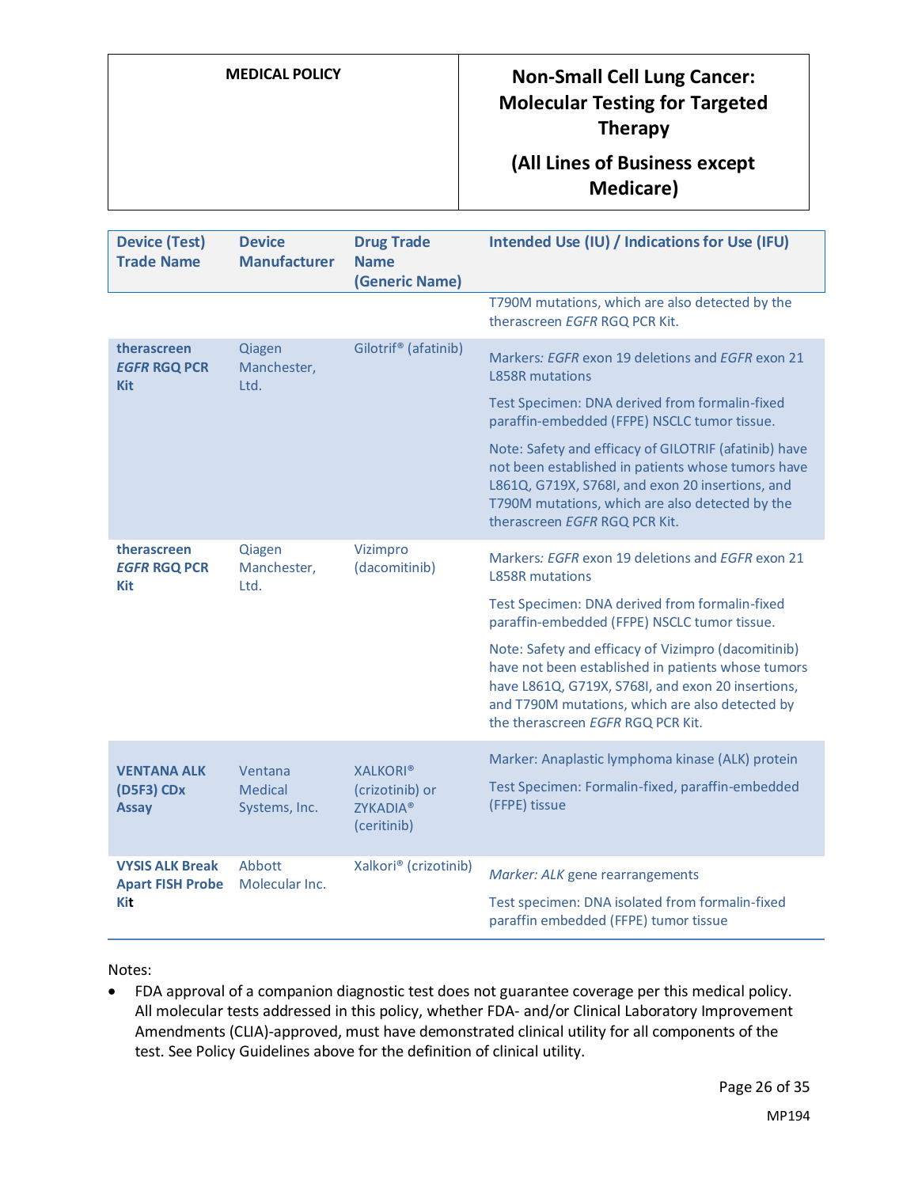| Device (Test) Trade Name | Device Manufacturer | Drug Trade Name (Generic Name) | Intended Use (IU) / Indications for Use (IFU) |
|---|---|---|---|
| | | | T790M mutations, which are also detected by the therascreen *EGFR* RGQ PCR Kit. |
| **therascreen *EGFR* RGQ PCR Kit** | Qiagen Manchester, Ltd. | Gilotrif® (afatinib) | Markers*: EGFR* exon 19 deletions and *EGFR* exon 21 L858R mutations<br><br>Test Specimen: DNA derived from formalin-fixed paraffin-embedded (FFPE) NSCLC tumor tissue.<br><br>Note: Safety and efficacy of GILOTRIF (afatinib) have not been established in patients whose tumors have L861Q, G719X, S768I, and exon 20 insertions, and T790M mutations, which are also detected by the therascreen *EGFR* RGQ PCR Kit. |
| **therascreen *EGFR* RGQ PCR Kit** | Qiagen Manchester, Ltd. | Vizimpro (dacomitinib) | Markers*: EGFR* exon 19 deletions and *EGFR* exon 21 L858R mutations<br><br>Test Specimen: DNA derived from formalin-fixed paraffin-embedded (FFPE) NSCLC tumor tissue.<br><br>Note: Safety and efficacy of Vizimpro (dacomitinib) have not been established in patients whose tumors have L861Q, G719X, S768I, and exon 20 insertions, and T790M mutations, which are also detected by the therascreen *EGFR* RGQ PCR Kit. |
| **VENTANA ALK (D5F3) CDx Assay** | Ventana Medical Systems, Inc. | XALKORI® (crizotinib) or ZYKADIA® (ceritinib) | Marker: Anaplastic lymphoma kinase (ALK) protein<br><br>Test Specimen: Formalin-fixed, paraffin-embedded (FFPE) tissue |
| **VYSIS ALK Break Apart FISH Probe Kit** | Abbott Molecular Inc. | Xalkori® (crizotinib) | *Marker: ALK* gene rearrangements<br><br>Test specimen: DNA isolated from formalin-fixed paraffin embedded (FFPE) tumor tissue |

Notes:

- FDA approval of a companion diagnostic test does not guarantee coverage per this medical policy. All molecular tests addressed in this policy, whether FDA- and/or Clinical Laboratory Improvement Amendments (CLIA)-approved, must have demonstrated clinical utility for all components of the test. See Policy Guidelines above for the definition of clinical utility.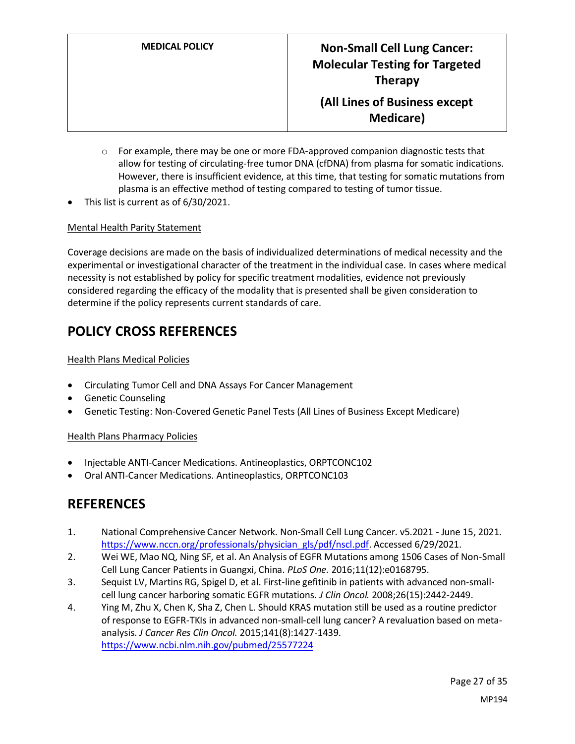- For example, there may be one or more FDA-approved companion diagnostic tests that allow for testing of circulating-free tumor DNA (cfDNA) from plasma for somatic indications. However, there is insufficient evidence, at this time, that testing for somatic mutations from plasma is an effective method of testing compared to testing of tumor tissue.
- This list is current as of 6/30/2021.

Mental Health Parity Statement

Coverage decisions are made on the basis of individualized determinations of medical necessity and the experimental or investigational character of the treatment in the individual case. In cases where medical necessity is not established by policy for specific treatment modalities, evidence not previously considered regarding the efficacy of the modality that is presented shall be given consideration to determine if the policy represents current standards of care.

## POLICY CROSS REFERENCES

Health Plans Medical Policies

- Circulating Tumor Cell and DNA Assays For Cancer Management
- Genetic Counseling
- Genetic Testing: Non-Covered Genetic Panel Tests (All Lines of Business Except Medicare)

Health Plans Pharmacy Policies

- Injectable ANTI-Cancer Medications. Antineoplastics, ORPTCONC102
- Oral ANTI-Cancer Medications. Antineoplastics, ORPTCONC103

## REFERENCES

1. National Comprehensive Cancer Network. Non-Small Cell Lung Cancer. v5.2021 - June 15, 2021. https://www.nccn.org/professionals/physician_gls/pdf/nscl.pdf. Accessed 6/29/2021.
2. Wei WE, Mao NQ, Ning SF, et al. An Analysis of EGFR Mutations among 1506 Cases of Non-Small Cell Lung Cancer Patients in Guangxi, China. *PLoS One.* 2016;11(12):e0168795.
3. Sequist LV, Martins RG, Spigel D, et al. First-line gefitinib in patients with advanced non-small-cell lung cancer harboring somatic EGFR mutations. *J Clin Oncol.* 2008;26(15):2442-2449.
4. Ying M, Zhu X, Chen K, Sha Z, Chen L. Should KRAS mutation still be used as a routine predictor of response to EGFR-TKIs in advanced non-small-cell lung cancer? A revaluation based on meta-analysis. *J Cancer Res Clin Oncol.* 2015;141(8):1427-1439. https://www.ncbi.nlm.nih.gov/pubmed/25577224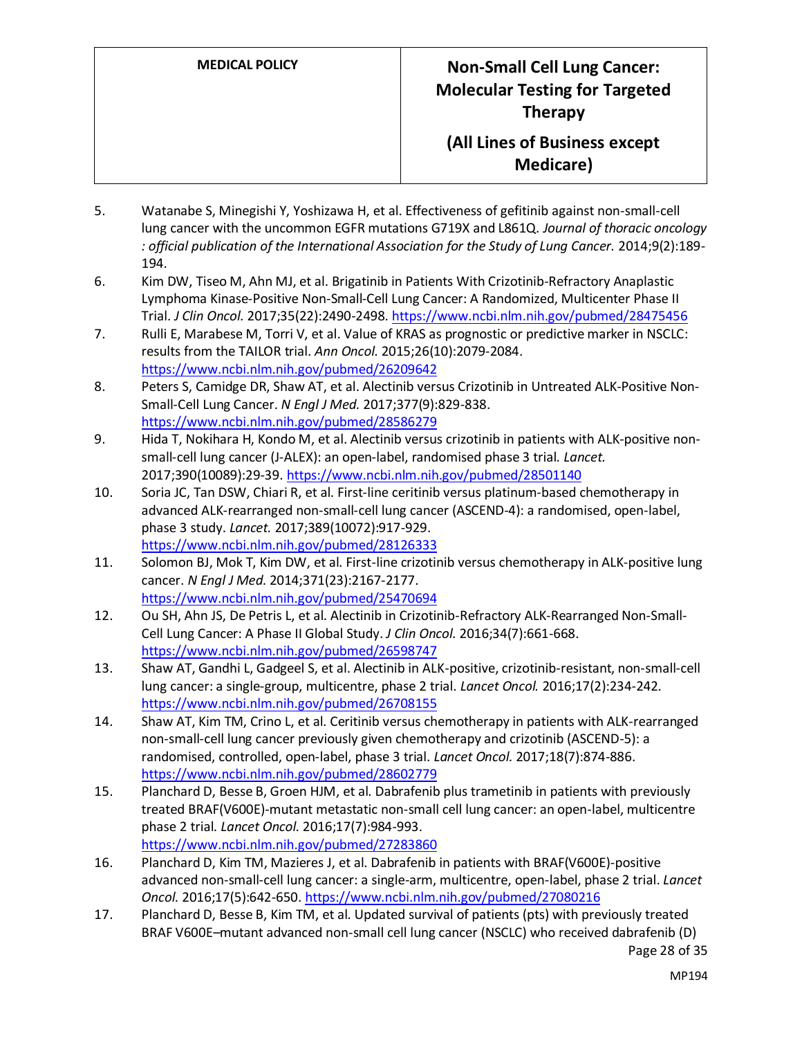5. Watanabe S, Minegishi Y, Yoshizawa H, et al. Effectiveness of gefitinib against non-small-cell lung cancer with the uncommon EGFR mutations G719X and L861Q. *Journal of thoracic oncology : official publication of the International Association for the Study of Lung Cancer.* 2014;9(2):189-194.
6. Kim DW, Tiseo M, Ahn MJ, et al. Brigatinib in Patients With Crizotinib-Refractory Anaplastic Lymphoma Kinase-Positive Non-Small-Cell Lung Cancer: A Randomized, Multicenter Phase II Trial. *J Clin Oncol.* 2017;35(22):2490-2498. https://www.ncbi.nlm.nih.gov/pubmed/28475456
7. Rulli E, Marabese M, Torri V, et al. Value of KRAS as prognostic or predictive marker in NSCLC: results from the TAILOR trial. *Ann Oncol.* 2015;26(10):2079-2084. https://www.ncbi.nlm.nih.gov/pubmed/26209642
8. Peters S, Camidge DR, Shaw AT, et al. Alectinib versus Crizotinib in Untreated ALK-Positive Non-Small-Cell Lung Cancer. *N Engl J Med.* 2017;377(9):829-838. https://www.ncbi.nlm.nih.gov/pubmed/28586279
9. Hida T, Nokihara H, Kondo M, et al. Alectinib versus crizotinib in patients with ALK-positive non-small-cell lung cancer (J-ALEX): an open-label, randomised phase 3 trial. *Lancet.* 2017;390(10089):29-39. https://www.ncbi.nlm.nih.gov/pubmed/28501140
10. Soria JC, Tan DSW, Chiari R, et al. First-line ceritinib versus platinum-based chemotherapy in advanced ALK-rearranged non-small-cell lung cancer (ASCEND-4): a randomised, open-label, phase 3 study. *Lancet.* 2017;389(10072):917-929. https://www.ncbi.nlm.nih.gov/pubmed/28126333
11. Solomon BJ, Mok T, Kim DW, et al. First-line crizotinib versus chemotherapy in ALK-positive lung cancer. *N Engl J Med.* 2014;371(23):2167-2177. https://www.ncbi.nlm.nih.gov/pubmed/25470694
12. Ou SH, Ahn JS, De Petris L, et al. Alectinib in Crizotinib-Refractory ALK-Rearranged Non-Small-Cell Lung Cancer: A Phase II Global Study. *J Clin Oncol.* 2016;34(7):661-668. https://www.ncbi.nlm.nih.gov/pubmed/26598747
13. Shaw AT, Gandhi L, Gadgeel S, et al. Alectinib in ALK-positive, crizotinib-resistant, non-small-cell lung cancer: a single-group, multicentre, phase 2 trial. *Lancet Oncol.* 2016;17(2):234-242. https://www.ncbi.nlm.nih.gov/pubmed/26708155
14. Shaw AT, Kim TM, Crino L, et al. Ceritinib versus chemotherapy in patients with ALK-rearranged non-small-cell lung cancer previously given chemotherapy and crizotinib (ASCEND-5): a randomised, controlled, open-label, phase 3 trial. *Lancet Oncol.* 2017;18(7):874-886. https://www.ncbi.nlm.nih.gov/pubmed/28602779
15. Planchard D, Besse B, Groen HJM, et al. Dabrafenib plus trametinib in patients with previously treated BRAF(V600E)-mutant metastatic non-small cell lung cancer: an open-label, multicentre phase 2 trial. *Lancet Oncol.* 2016;17(7):984-993. https://www.ncbi.nlm.nih.gov/pubmed/27283860
16. Planchard D, Kim TM, Mazieres J, et al. Dabrafenib in patients with BRAF(V600E)-positive advanced non-small-cell lung cancer: a single-arm, multicentre, open-label, phase 2 trial. *Lancet Oncol.* 2016;17(5):642-650. https://www.ncbi.nlm.nih.gov/pubmed/27080216
17. Planchard D, Besse B, Kim TM, et al. Updated survival of patients (pts) with previously treated BRAF V600E–mutant advanced non-small cell lung cancer (NSCLC) who received dabrafenib (D)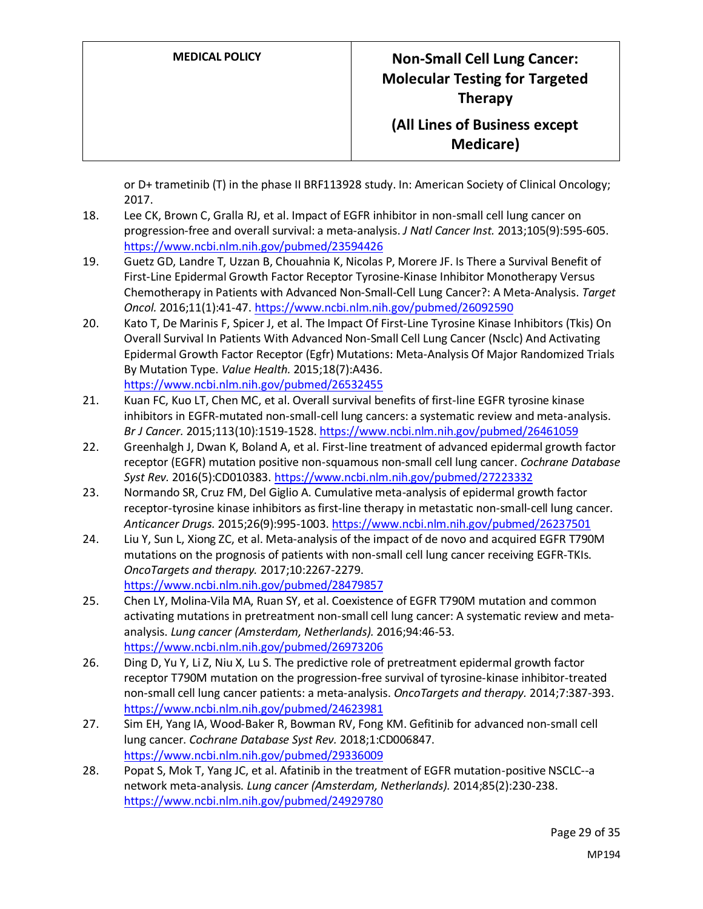or D+ trametinib (T) in the phase II BRF113928 study. In: American Society of Clinical Oncology; 2017.

18. Lee CK, Brown C, Gralla RJ, et al. Impact of EGFR inhibitor in non-small cell lung cancer on progression-free and overall survival: a meta-analysis. *J Natl Cancer Inst.* 2013;105(9):595-605. https://www.ncbi.nlm.nih.gov/pubmed/23594426
19. Guetz GD, Landre T, Uzzan B, Chouahnia K, Nicolas P, Morere JF. Is There a Survival Benefit of First-Line Epidermal Growth Factor Receptor Tyrosine-Kinase Inhibitor Monotherapy Versus Chemotherapy in Patients with Advanced Non-Small-Cell Lung Cancer?: A Meta-Analysis. *Target Oncol.* 2016;11(1):41-47. https://www.ncbi.nlm.nih.gov/pubmed/26092590
20. Kato T, De Marinis F, Spicer J, et al. The Impact Of First-Line Tyrosine Kinase Inhibitors (Tkis) On Overall Survival In Patients With Advanced Non-Small Cell Lung Cancer (Nsclc) And Activating Epidermal Growth Factor Receptor (Egfr) Mutations: Meta-Analysis Of Major Randomized Trials By Mutation Type. *Value Health.* 2015;18(7):A436. https://www.ncbi.nlm.nih.gov/pubmed/26532455
21. Kuan FC, Kuo LT, Chen MC, et al. Overall survival benefits of first-line EGFR tyrosine kinase inhibitors in EGFR-mutated non-small-cell lung cancers: a systematic review and meta-analysis. *Br J Cancer.* 2015;113(10):1519-1528. https://www.ncbi.nlm.nih.gov/pubmed/26461059
22. Greenhalgh J, Dwan K, Boland A, et al. First-line treatment of advanced epidermal growth factor receptor (EGFR) mutation positive non-squamous non-small cell lung cancer. *Cochrane Database Syst Rev.* 2016(5):CD010383. https://www.ncbi.nlm.nih.gov/pubmed/27223332
23. Normando SR, Cruz FM, Del Giglio A. Cumulative meta-analysis of epidermal growth factor receptor-tyrosine kinase inhibitors as first-line therapy in metastatic non-small-cell lung cancer. *Anticancer Drugs.* 2015;26(9):995-1003. https://www.ncbi.nlm.nih.gov/pubmed/26237501
24. Liu Y, Sun L, Xiong ZC, et al. Meta-analysis of the impact of de novo and acquired EGFR T790M mutations on the prognosis of patients with non-small cell lung cancer receiving EGFR-TKIs. *OncoTargets and therapy.* 2017;10:2267-2279. https://www.ncbi.nlm.nih.gov/pubmed/28479857
25. Chen LY, Molina-Vila MA, Ruan SY, et al. Coexistence of EGFR T790M mutation and common activating mutations in pretreatment non-small cell lung cancer: A systematic review and meta-analysis. *Lung cancer (Amsterdam, Netherlands).* 2016;94:46-53. https://www.ncbi.nlm.nih.gov/pubmed/26973206
26. Ding D, Yu Y, Li Z, Niu X, Lu S. The predictive role of pretreatment epidermal growth factor receptor T790M mutation on the progression-free survival of tyrosine-kinase inhibitor-treated non-small cell lung cancer patients: a meta-analysis. *OncoTargets and therapy.* 2014;7:387-393. https://www.ncbi.nlm.nih.gov/pubmed/24623981
27. Sim EH, Yang IA, Wood-Baker R, Bowman RV, Fong KM. Gefitinib for advanced non-small cell lung cancer. *Cochrane Database Syst Rev.* 2018;1:CD006847. https://www.ncbi.nlm.nih.gov/pubmed/29336009
28. Popat S, Mok T, Yang JC, et al. Afatinib in the treatment of EGFR mutation-positive NSCLC--a network meta-analysis. *Lung cancer (Amsterdam, Netherlands).* 2014;85(2):230-238. https://www.ncbi.nlm.nih.gov/pubmed/24929780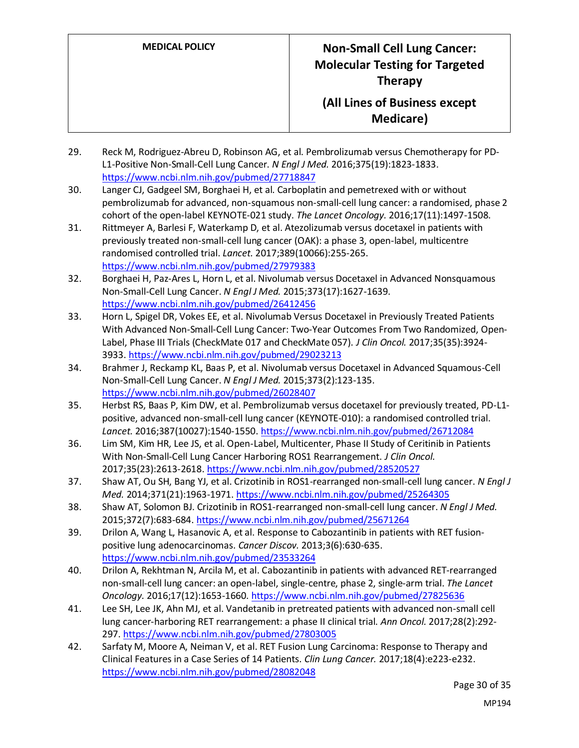29. Reck M, Rodriguez-Abreu D, Robinson AG, et al. Pembrolizumab versus Chemotherapy for PD-L1-Positive Non-Small-Cell Lung Cancer. *N Engl J Med.* 2016;375(19):1823-1833. https://www.ncbi.nlm.nih.gov/pubmed/27718847
30. Langer CJ, Gadgeel SM, Borghaei H, et al. Carboplatin and pemetrexed with or without pembrolizumab for advanced, non-squamous non-small-cell lung cancer: a randomised, phase 2 cohort of the open-label KEYNOTE-021 study. *The Lancet Oncology.* 2016;17(11):1497-1508.
31. Rittmeyer A, Barlesi F, Waterkamp D, et al. Atezolizumab versus docetaxel in patients with previously treated non-small-cell lung cancer (OAK): a phase 3, open-label, multicentre randomised controlled trial. *Lancet.* 2017;389(10066):255-265. https://www.ncbi.nlm.nih.gov/pubmed/27979383
32. Borghaei H, Paz-Ares L, Horn L, et al. Nivolumab versus Docetaxel in Advanced Nonsquamous Non-Small-Cell Lung Cancer. *N Engl J Med.* 2015;373(17):1627-1639. https://www.ncbi.nlm.nih.gov/pubmed/26412456
33. Horn L, Spigel DR, Vokes EE, et al. Nivolumab Versus Docetaxel in Previously Treated Patients With Advanced Non-Small-Cell Lung Cancer: Two-Year Outcomes From Two Randomized, Open-Label, Phase III Trials (CheckMate 017 and CheckMate 057). *J Clin Oncol.* 2017;35(35):3924-3933. https://www.ncbi.nlm.nih.gov/pubmed/29023213
34. Brahmer J, Reckamp KL, Baas P, et al. Nivolumab versus Docetaxel in Advanced Squamous-Cell Non-Small-Cell Lung Cancer. *N Engl J Med.* 2015;373(2):123-135. https://www.ncbi.nlm.nih.gov/pubmed/26028407
35. Herbst RS, Baas P, Kim DW, et al. Pembrolizumab versus docetaxel for previously treated, PD-L1-positive, advanced non-small-cell lung cancer (KEYNOTE-010): a randomised controlled trial. *Lancet.* 2016;387(10027):1540-1550. https://www.ncbi.nlm.nih.gov/pubmed/26712084
36. Lim SM, Kim HR, Lee JS, et al. Open-Label, Multicenter, Phase II Study of Ceritinib in Patients With Non-Small-Cell Lung Cancer Harboring ROS1 Rearrangement. *J Clin Oncol.* 2017;35(23):2613-2618. https://www.ncbi.nlm.nih.gov/pubmed/28520527
37. Shaw AT, Ou SH, Bang YJ, et al. Crizotinib in ROS1-rearranged non-small-cell lung cancer. *N Engl J Med.* 2014;371(21):1963-1971. https://www.ncbi.nlm.nih.gov/pubmed/25264305
38. Shaw AT, Solomon BJ. Crizotinib in ROS1-rearranged non-small-cell lung cancer. *N Engl J Med.* 2015;372(7):683-684. https://www.ncbi.nlm.nih.gov/pubmed/25671264
39. Drilon A, Wang L, Hasanovic A, et al. Response to Cabozantinib in patients with RET fusion-positive lung adenocarcinomas. *Cancer Discov.* 2013;3(6):630-635. https://www.ncbi.nlm.nih.gov/pubmed/23533264
40. Drilon A, Rekhtman N, Arcila M, et al. Cabozantinib in patients with advanced RET-rearranged non-small-cell lung cancer: an open-label, single-centre, phase 2, single-arm trial. *The Lancet Oncology.* 2016;17(12):1653-1660. https://www.ncbi.nlm.nih.gov/pubmed/27825636
41. Lee SH, Lee JK, Ahn MJ, et al. Vandetanib in pretreated patients with advanced non-small cell lung cancer-harboring RET rearrangement: a phase II clinical trial. *Ann Oncol.* 2017;28(2):292-297. https://www.ncbi.nlm.nih.gov/pubmed/27803005
42. Sarfaty M, Moore A, Neiman V, et al. RET Fusion Lung Carcinoma: Response to Therapy and Clinical Features in a Case Series of 14 Patients. *Clin Lung Cancer.* 2017;18(4):e223-e232. https://www.ncbi.nlm.nih.gov/pubmed/28082048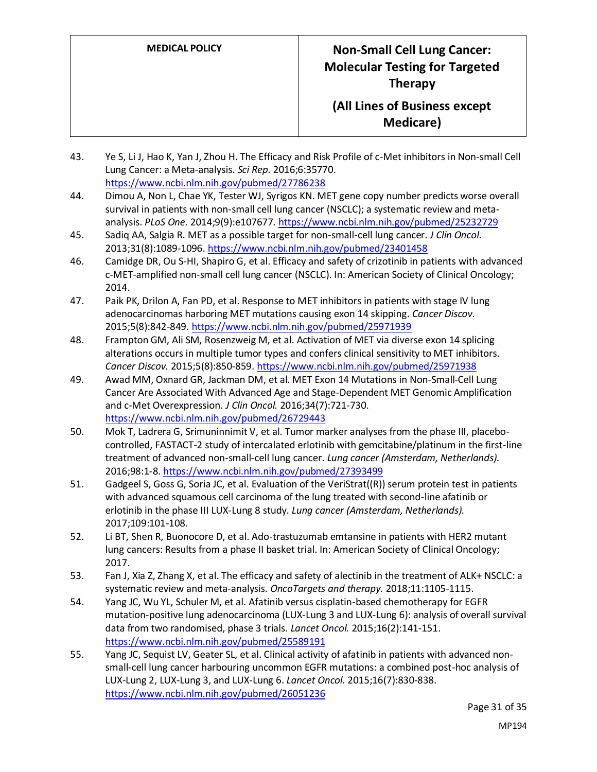43. Ye S, Li J, Hao K, Yan J, Zhou H. The Efficacy and Risk Profile of c-Met inhibitors in Non-small Cell Lung Cancer: a Meta-analysis. *Sci Rep.* 2016;6:35770. https://www.ncbi.nlm.nih.gov/pubmed/27786238
44. Dimou A, Non L, Chae YK, Tester WJ, Syrigos KN. MET gene copy number predicts worse overall survival in patients with non-small cell lung cancer (NSCLC); a systematic review and meta-analysis. *PLoS One.* 2014;9(9):e107677. https://www.ncbi.nlm.nih.gov/pubmed/25232729
45. Sadiq AA, Salgia R. MET as a possible target for non-small-cell lung cancer. *J Clin Oncol.* 2013;31(8):1089-1096. https://www.ncbi.nlm.nih.gov/pubmed/23401458
46. Camidge DR, Ou S-HI, Shapiro G, et al. Efficacy and safety of crizotinib in patients with advanced c-MET-amplified non-small cell lung cancer (NSCLC). In: American Society of Clinical Oncology; 2014.
47. Paik PK, Drilon A, Fan PD, et al. Response to MET inhibitors in patients with stage IV lung adenocarcinomas harboring MET mutations causing exon 14 skipping. *Cancer Discov.* 2015;5(8):842-849. https://www.ncbi.nlm.nih.gov/pubmed/25971939
48. Frampton GM, Ali SM, Rosenzweig M, et al. Activation of MET via diverse exon 14 splicing alterations occurs in multiple tumor types and confers clinical sensitivity to MET inhibitors. *Cancer Discov.* 2015;5(8):850-859. https://www.ncbi.nlm.nih.gov/pubmed/25971938
49. Awad MM, Oxnard GR, Jackman DM, et al. MET Exon 14 Mutations in Non-Small-Cell Lung Cancer Are Associated With Advanced Age and Stage-Dependent MET Genomic Amplification and c-Met Overexpression. *J Clin Oncol.* 2016;34(7):721-730. https://www.ncbi.nlm.nih.gov/pubmed/26729443
50. Mok T, Ladrera G, Srimuninnimit V, et al. Tumor marker analyses from the phase III, placebo-controlled, FASTACT-2 study of intercalated erlotinib with gemcitabine/platinum in the first-line treatment of advanced non-small-cell lung cancer. *Lung cancer (Amsterdam, Netherlands).* 2016;98:1-8. https://www.ncbi.nlm.nih.gov/pubmed/27393499
51. Gadgeel S, Goss G, Soria JC, et al. Evaluation of the VeriStrat((R)) serum protein test in patients with advanced squamous cell carcinoma of the lung treated with second-line afatinib or erlotinib in the phase III LUX-Lung 8 study. *Lung cancer (Amsterdam, Netherlands).* 2017;109:101-108.
52. Li BT, Shen R, Buonocore D, et al. Ado-trastuzumab emtansine in patients with HER2 mutant lung cancers: Results from a phase II basket trial. In: American Society of Clinical Oncology; 2017.
53. Fan J, Xia Z, Zhang X, et al. The efficacy and safety of alectinib in the treatment of ALK+ NSCLC: a systematic review and meta-analysis. *OncoTargets and therapy.* 2018;11:1105-1115.
54. Yang JC, Wu YL, Schuler M, et al. Afatinib versus cisplatin-based chemotherapy for EGFR mutation-positive lung adenocarcinoma (LUX-Lung 3 and LUX-Lung 6): analysis of overall survival data from two randomised, phase 3 trials. *Lancet Oncol.* 2015;16(2):141-151. https://www.ncbi.nlm.nih.gov/pubmed/25589191
55. Yang JC, Sequist LV, Geater SL, et al. Clinical activity of afatinib in patients with advanced non-small-cell lung cancer harbouring uncommon EGFR mutations: a combined post-hoc analysis of LUX-Lung 2, LUX-Lung 3, and LUX-Lung 6. *Lancet Oncol.* 2015;16(7):830-838. https://www.ncbi.nlm.nih.gov/pubmed/26051236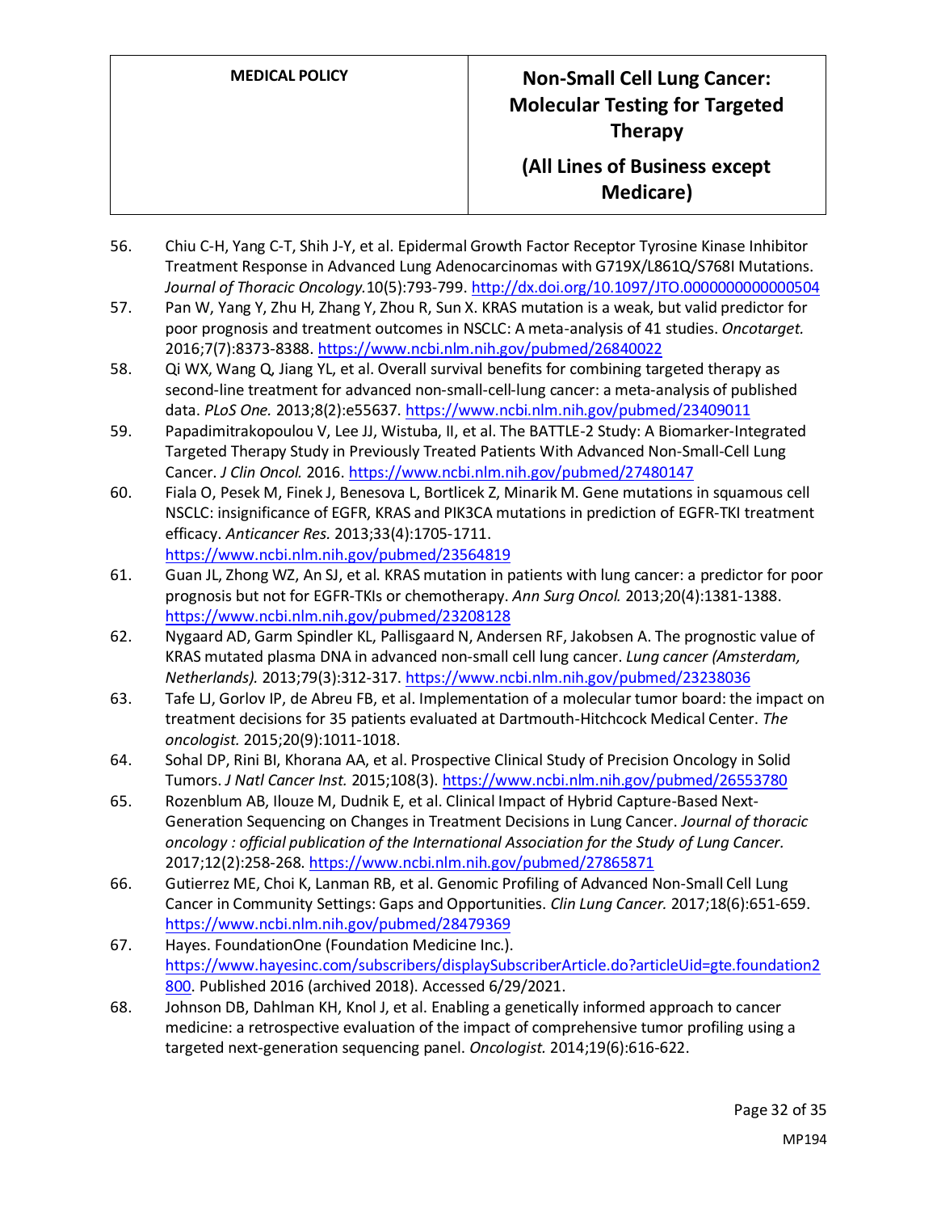56. Chiu C-H, Yang C-T, Shih J-Y, et al. Epidermal Growth Factor Receptor Tyrosine Kinase Inhibitor Treatment Response in Advanced Lung Adenocarcinomas with G719X/L861Q/S768I Mutations. *Journal of Thoracic Oncology.*10(5):793-799. http://dx.doi.org/10.1097/JTO.0000000000000504
57. Pan W, Yang Y, Zhu H, Zhang Y, Zhou R, Sun X. KRAS mutation is a weak, but valid predictor for poor prognosis and treatment outcomes in NSCLC: A meta-analysis of 41 studies. *Oncotarget.* 2016;7(7):8373-8388. https://www.ncbi.nlm.nih.gov/pubmed/26840022
58. Qi WX, Wang Q, Jiang YL, et al. Overall survival benefits for combining targeted therapy as second-line treatment for advanced non-small-cell-lung cancer: a meta-analysis of published data. *PLoS One.* 2013;8(2):e55637. https://www.ncbi.nlm.nih.gov/pubmed/23409011
59. Papadimitrakopoulou V, Lee JJ, Wistuba, II, et al. The BATTLE-2 Study: A Biomarker-Integrated Targeted Therapy Study in Previously Treated Patients With Advanced Non-Small-Cell Lung Cancer. *J Clin Oncol.* 2016. https://www.ncbi.nlm.nih.gov/pubmed/27480147
60. Fiala O, Pesek M, Finek J, Benesova L, Bortlicek Z, Minarik M. Gene mutations in squamous cell NSCLC: insignificance of EGFR, KRAS and PIK3CA mutations in prediction of EGFR-TKI treatment efficacy. *Anticancer Res.* 2013;33(4):1705-1711. https://www.ncbi.nlm.nih.gov/pubmed/23564819
61. Guan JL, Zhong WZ, An SJ, et al. KRAS mutation in patients with lung cancer: a predictor for poor prognosis but not for EGFR-TKIs or chemotherapy. *Ann Surg Oncol.* 2013;20(4):1381-1388. https://www.ncbi.nlm.nih.gov/pubmed/23208128
62. Nygaard AD, Garm Spindler KL, Pallisgaard N, Andersen RF, Jakobsen A. The prognostic value of KRAS mutated plasma DNA in advanced non-small cell lung cancer. *Lung cancer (Amsterdam, Netherlands).* 2013;79(3):312-317. https://www.ncbi.nlm.nih.gov/pubmed/23238036
63. Tafe LJ, Gorlov IP, de Abreu FB, et al. Implementation of a molecular tumor board: the impact on treatment decisions for 35 patients evaluated at Dartmouth-Hitchcock Medical Center. *The oncologist.* 2015;20(9):1011-1018.
64. Sohal DP, Rini BI, Khorana AA, et al. Prospective Clinical Study of Precision Oncology in Solid Tumors. *J Natl Cancer Inst.* 2015;108(3). https://www.ncbi.nlm.nih.gov/pubmed/26553780
65. Rozenblum AB, Ilouze M, Dudnik E, et al. Clinical Impact of Hybrid Capture-Based Next-Generation Sequencing on Changes in Treatment Decisions in Lung Cancer. *Journal of thoracic oncology : official publication of the International Association for the Study of Lung Cancer.* 2017;12(2):258-268. https://www.ncbi.nlm.nih.gov/pubmed/27865871
66. Gutierrez ME, Choi K, Lanman RB, et al. Genomic Profiling of Advanced Non-Small Cell Lung Cancer in Community Settings: Gaps and Opportunities. *Clin Lung Cancer.* 2017;18(6):651-659. https://www.ncbi.nlm.nih.gov/pubmed/28479369
67. Hayes. FoundationOne (Foundation Medicine Inc.). https://www.hayesinc.com/subscribers/displaySubscriberArticle.do?articleUid=gte.foundation2800. Published 2016 (archived 2018). Accessed 6/29/2021.
68. Johnson DB, Dahlman KH, Knol J, et al. Enabling a genetically informed approach to cancer medicine: a retrospective evaluation of the impact of comprehensive tumor profiling using a targeted next-generation sequencing panel. *Oncologist.* 2014;19(6):616-622.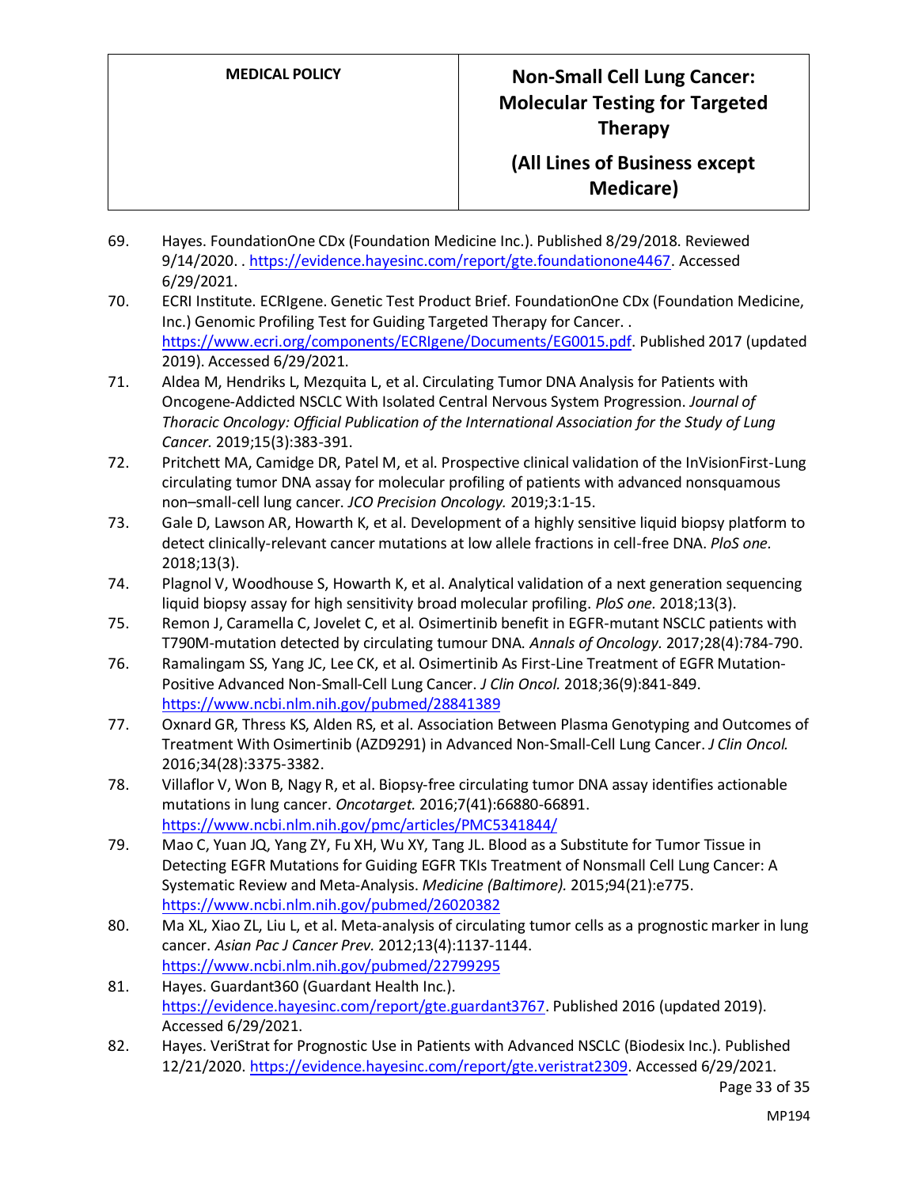69. Hayes. FoundationOne CDx (Foundation Medicine Inc.). Published 8/29/2018. Reviewed 9/14/2020. . https://evidence.hayesinc.com/report/gte.foundationone4467. Accessed 6/29/2021.
70. ECRI Institute. ECRIgene. Genetic Test Product Brief. FoundationOne CDx (Foundation Medicine, Inc.) Genomic Profiling Test for Guiding Targeted Therapy for Cancer. . https://www.ecri.org/components/ECRIgene/Documents/EG0015.pdf. Published 2017 (updated 2019). Accessed 6/29/2021.
71. Aldea M, Hendriks L, Mezquita L, et al. Circulating Tumor DNA Analysis for Patients with Oncogene-Addicted NSCLC With Isolated Central Nervous System Progression. *Journal of Thoracic Oncology: Official Publication of the International Association for the Study of Lung Cancer.* 2019;15(3):383-391.
72. Pritchett MA, Camidge DR, Patel M, et al. Prospective clinical validation of the InVisionFirst-Lung circulating tumor DNA assay for molecular profiling of patients with advanced nonsquamous non–small-cell lung cancer. *JCO Precision Oncology.* 2019;3:1-15.
73. Gale D, Lawson AR, Howarth K, et al. Development of a highly sensitive liquid biopsy platform to detect clinically-relevant cancer mutations at low allele fractions in cell-free DNA. *PloS one.* 2018;13(3).
74. Plagnol V, Woodhouse S, Howarth K, et al. Analytical validation of a next generation sequencing liquid biopsy assay for high sensitivity broad molecular profiling. *PloS one.* 2018;13(3).
75. Remon J, Caramella C, Jovelet C, et al. Osimertinib benefit in EGFR-mutant NSCLC patients with T790M-mutation detected by circulating tumour DNA. *Annals of Oncology.* 2017;28(4):784-790.
76. Ramalingam SS, Yang JC, Lee CK, et al. Osimertinib As First-Line Treatment of EGFR Mutation-Positive Advanced Non-Small-Cell Lung Cancer. *J Clin Oncol.* 2018;36(9):841-849. https://www.ncbi.nlm.nih.gov/pubmed/28841389
77. Oxnard GR, Thress KS, Alden RS, et al. Association Between Plasma Genotyping and Outcomes of Treatment With Osimertinib (AZD9291) in Advanced Non-Small-Cell Lung Cancer. *J Clin Oncol.* 2016;34(28):3375-3382.
78. Villaflor V, Won B, Nagy R, et al. Biopsy-free circulating tumor DNA assay identifies actionable mutations in lung cancer. *Oncotarget.* 2016;7(41):66880-66891. https://www.ncbi.nlm.nih.gov/pmc/articles/PMC5341844/
79. Mao C, Yuan JQ, Yang ZY, Fu XH, Wu XY, Tang JL. Blood as a Substitute for Tumor Tissue in Detecting EGFR Mutations for Guiding EGFR TKIs Treatment of Nonsmall Cell Lung Cancer: A Systematic Review and Meta-Analysis. *Medicine (Baltimore).* 2015;94(21):e775. https://www.ncbi.nlm.nih.gov/pubmed/26020382
80. Ma XL, Xiao ZL, Liu L, et al. Meta-analysis of circulating tumor cells as a prognostic marker in lung cancer. *Asian Pac J Cancer Prev.* 2012;13(4):1137-1144. https://www.ncbi.nlm.nih.gov/pubmed/22799295
81. Hayes. Guardant360 (Guardant Health Inc.). https://evidence.hayesinc.com/report/gte.guardant3767. Published 2016 (updated 2019). Accessed 6/29/2021.
82. Hayes. VeriStrat for Prognostic Use in Patients with Advanced NSCLC (Biodesix Inc.). Published 12/21/2020. https://evidence.hayesinc.com/report/gte.veristrat2309. Accessed 6/29/2021.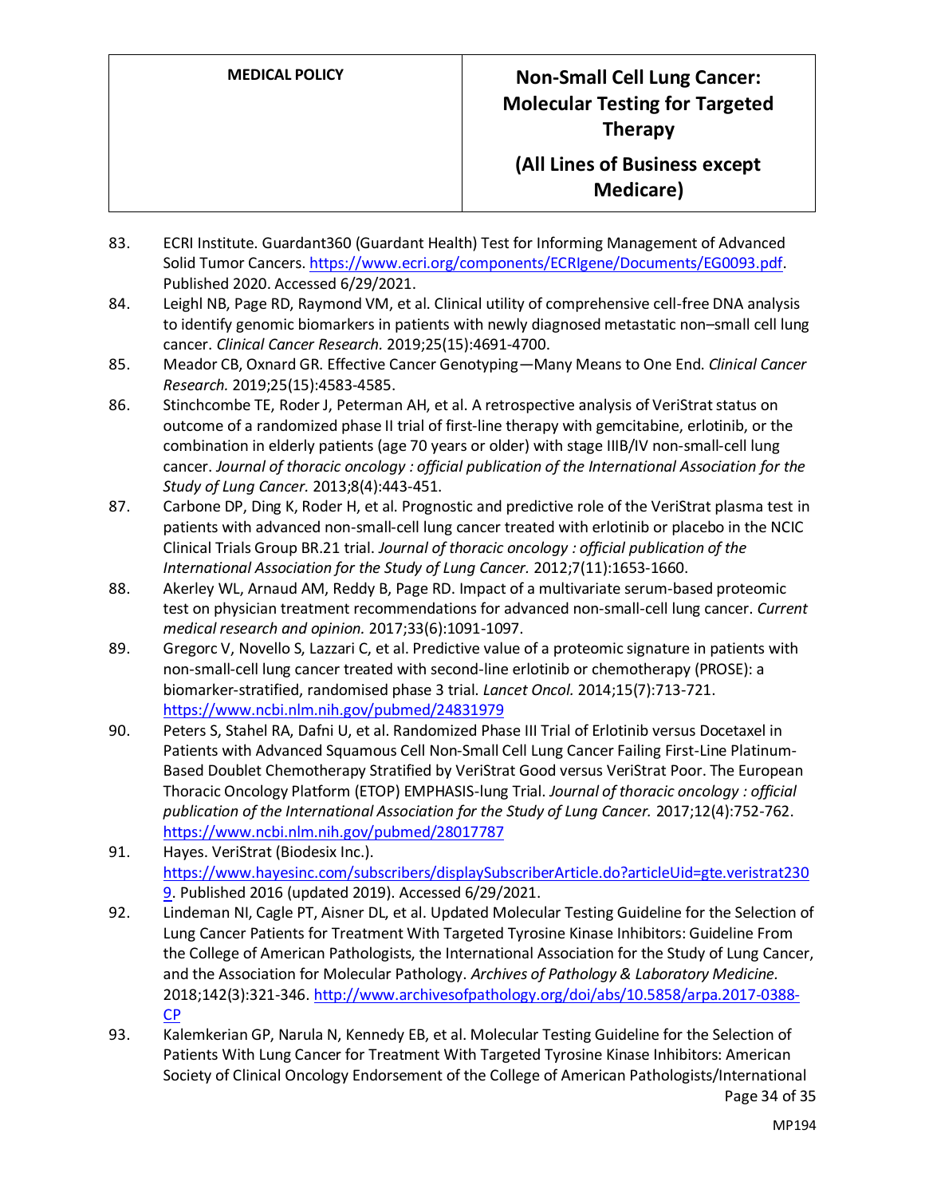83. ECRI Institute. Guardant360 (Guardant Health) Test for Informing Management of Advanced Solid Tumor Cancers. https://www.ecri.org/components/ECRIgene/Documents/EG0093.pdf. Published 2020. Accessed 6/29/2021.
84. Leighl NB, Page RD, Raymond VM, et al. Clinical utility of comprehensive cell-free DNA analysis to identify genomic biomarkers in patients with newly diagnosed metastatic non–small cell lung cancer. *Clinical Cancer Research.* 2019;25(15):4691-4700.
85. Meador CB, Oxnard GR. Effective Cancer Genotyping—Many Means to One End. *Clinical Cancer Research.* 2019;25(15):4583-4585.
86. Stinchcombe TE, Roder J, Peterman AH, et al. A retrospective analysis of VeriStrat status on outcome of a randomized phase II trial of first-line therapy with gemcitabine, erlotinib, or the combination in elderly patients (age 70 years or older) with stage IIIB/IV non-small-cell lung cancer. *Journal of thoracic oncology : official publication of the International Association for the Study of Lung Cancer.* 2013;8(4):443-451.
87. Carbone DP, Ding K, Roder H, et al. Prognostic and predictive role of the VeriStrat plasma test in patients with advanced non-small-cell lung cancer treated with erlotinib or placebo in the NCIC Clinical Trials Group BR.21 trial. *Journal of thoracic oncology : official publication of the International Association for the Study of Lung Cancer.* 2012;7(11):1653-1660.
88. Akerley WL, Arnaud AM, Reddy B, Page RD. Impact of a multivariate serum-based proteomic test on physician treatment recommendations for advanced non-small-cell lung cancer. *Current medical research and opinion.* 2017;33(6):1091-1097.
89. Gregorc V, Novello S, Lazzari C, et al. Predictive value of a proteomic signature in patients with non-small-cell lung cancer treated with second-line erlotinib or chemotherapy (PROSE): a biomarker-stratified, randomised phase 3 trial. *Lancet Oncol.* 2014;15(7):713-721. https://www.ncbi.nlm.nih.gov/pubmed/24831979
90. Peters S, Stahel RA, Dafni U, et al. Randomized Phase III Trial of Erlotinib versus Docetaxel in Patients with Advanced Squamous Cell Non-Small Cell Lung Cancer Failing First-Line Platinum-Based Doublet Chemotherapy Stratified by VeriStrat Good versus VeriStrat Poor. The European Thoracic Oncology Platform (ETOP) EMPHASIS-lung Trial. *Journal of thoracic oncology : official publication of the International Association for the Study of Lung Cancer.* 2017;12(4):752-762. https://www.ncbi.nlm.nih.gov/pubmed/28017787
91. Hayes. VeriStrat (Biodesix Inc.). https://www.hayesinc.com/subscribers/displaySubscriberArticle.do?articleUid=gte.veristrat2309. Published 2016 (updated 2019). Accessed 6/29/2021.
92. Lindeman NI, Cagle PT, Aisner DL, et al. Updated Molecular Testing Guideline for the Selection of Lung Cancer Patients for Treatment With Targeted Tyrosine Kinase Inhibitors: Guideline From the College of American Pathologists, the International Association for the Study of Lung Cancer, and the Association for Molecular Pathology. *Archives of Pathology & Laboratory Medicine.* 2018;142(3):321-346. http://www.archivesofpathology.org/doi/abs/10.5858/arpa.2017-0388-CP
93. Kalemkerian GP, Narula N, Kennedy EB, et al. Molecular Testing Guideline for the Selection of Patients With Lung Cancer for Treatment With Targeted Tyrosine Kinase Inhibitors: American Society of Clinical Oncology Endorsement of the College of American Pathologists/International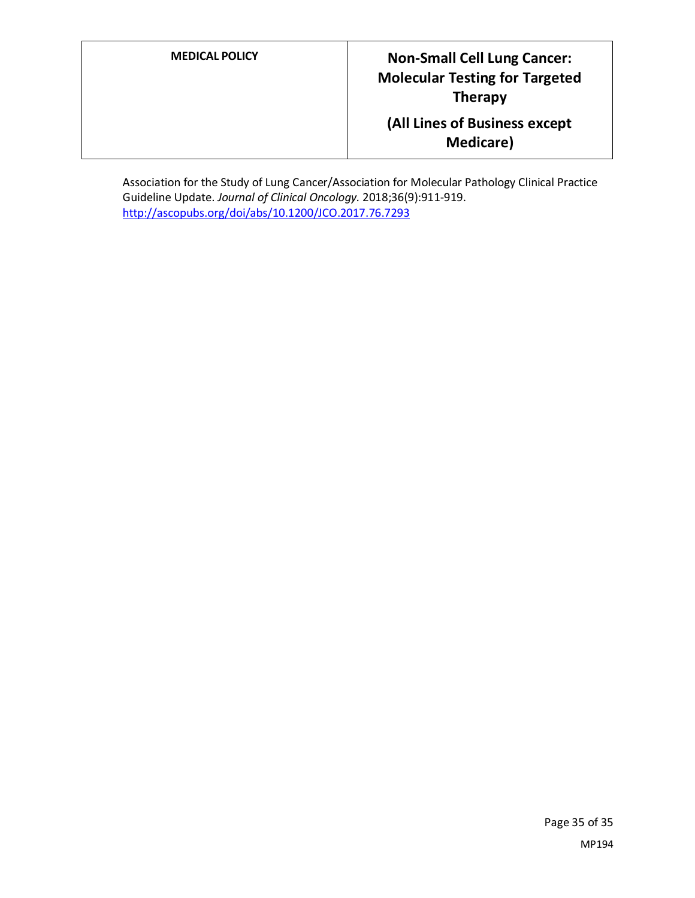Association for the Study of Lung Cancer/Association for Molecular Pathology Clinical Practice Guideline Update. *Journal of Clinical Oncology.* 2018;36(9):911-919. http://ascopubs.org/doi/abs/10.1200/JCO.2017.76.7293